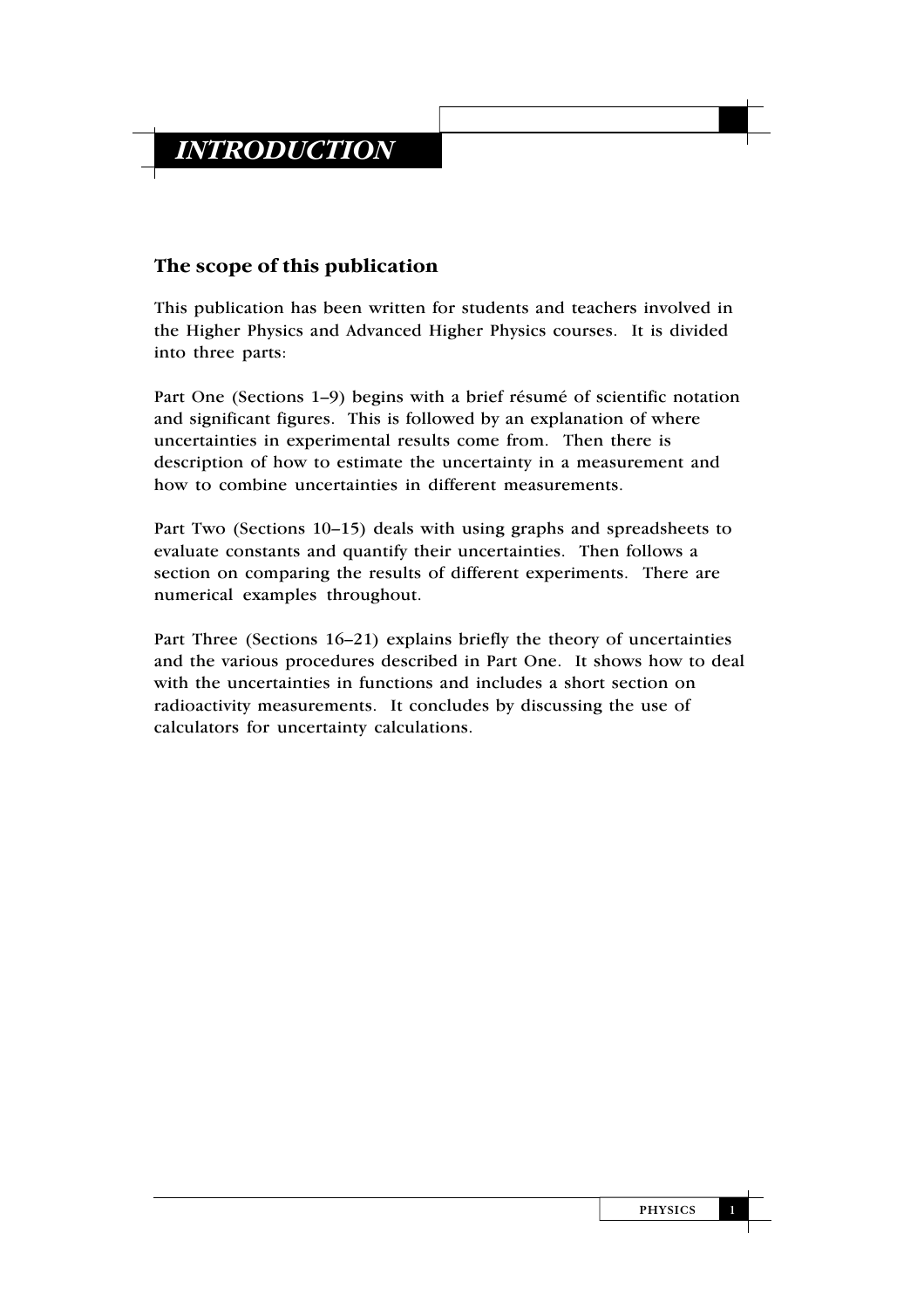# *INTRODUCTION*

## The scope of this publication

This publication has been written for students and teachers involved in the Higher Physics and Advanced Higher Physics courses. It is divided into three parts:

Part One (Sections 1–9) begins with a brief résumé of scientific notation and significant figures. This is followed by an explanation of where uncertainties in experimental results come from. Then there is description of how to estimate the uncertainty in a measurement and how to combine uncertainties in different measurements.

Part Two (Sections 10–15) deals with using graphs and spreadsheets to evaluate constants and quantify their uncertainties. Then follows a section on comparing the results of different experiments. There are numerical examples throughout.

Part Three (Sections 16–21) explains briefly the theory of uncertainties and the various procedures described in Part One. It shows how to deal with the uncertainties in functions and includes a short section on radioactivity measurements. It concludes by discussing the use of calculators for uncertainty calculations.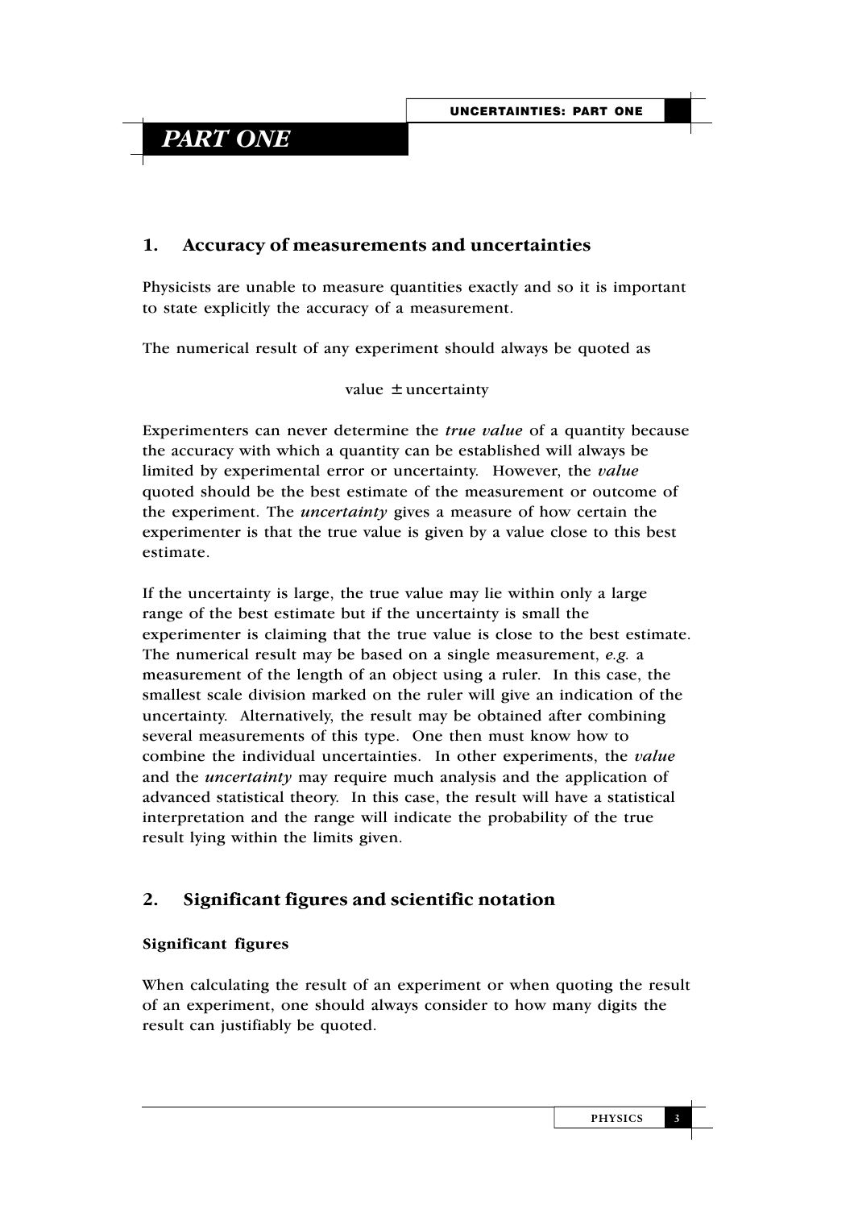# PART ONE

## 1. Accuracy of measurements and uncertainties

Physicists are unable to measure quantities exactly and so it is important to state explicitly the accuracy of a measurement.

The numerical result of any experiment should always be quoted as

value $\pm$ uncertainty

Experimenters can never determine the *true value* of a quantity because the accuracy with which a quantity can be established will always be limited by experimental error or uncertainty. However, the *value* quoted should be the best estimate of the measurement or outcome of the experiment. The *uncertainty* gives a measure of how certain the experimenter is that the true value is given by a value close to this best estimate.

If the uncertainty is large, the true value may lie within only a large range of the best estimate but if the uncertainty is small the experimenter is claiming that the true value is close to the best estimate. The numerical result may be based on a single measurement, *e.g.* a measurement of the length of an object using a ruler. In this case, the smallest scale division marked on the ruler will give an indication of the uncertainty. Alternatively, the result may be obtained after combining several measurements of this type. One then must know how to combine the individual uncertainties. In other experiments, the *value* and the *uncertainty* may require much analysis and the application of advanced statistical theory. In this case, the result will have a statistical interpretation and the range will indicate the probability of the true result lying within the limits given.

## 2. Significant figures and scientific notation

### Significant figures

When calculating the result of an experiment or when quoting the result of an experiment, one should always consider to how many digits the result can justifiably be quoted.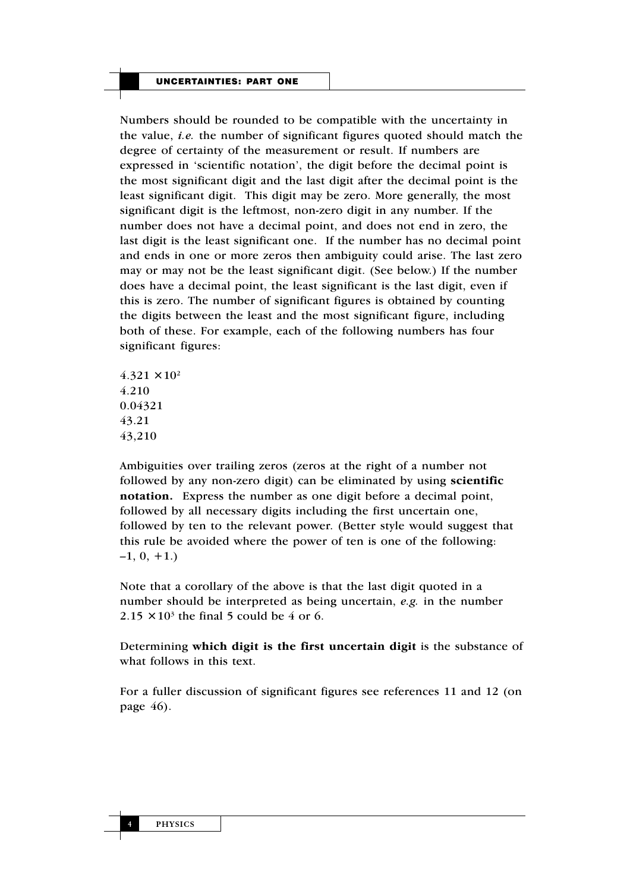Numbers should be rounded to be compatible with the uncertainty in the value, *i.e.* the number of significant figures quoted should match the degree of certainty of the measurement or result. If numbers are expressed in 'scientific notation', the digit before the decimal point is the most significant digit and the last digit after the decimal point is the least significant digit. This digit may be zero. More generally, the most significant digit is the leftmost, non-zero digit in any number. If the number does not have a decimal point, and does not end in zero, the last digit is the least significant one. If the number has no decimal point and ends in one or more zeros then ambiguity could arise. The last zero may or may not be the least significant digit. (See below.) If the number does have a decimal point, the least significant is the last digit, even if this is zero. The number of significant figures is obtained by counting the digits between the least and the most significant figure, including both of these. For example, each of the following numbers has four significant figures:

$4.321 \times 10^2$
4.210
0.04321
43.21
43,210

Ambiguities over trailing zeros (zeros at the right of a number not followed by any non-zero digit) can be eliminated by using **scientific notation.** Express the number as one digit before a decimal point, followed by all necessary digits including the first uncertain one, followed by ten to the relevant power. (Better style would suggest that this rule be avoided where the power of ten is one of the following: –1, 0, +1.)

Note that a corollary of the above is that the last digit quoted in a number should be interpreted as being uncertain, *e.g.* in the number $2.15 \times 10^3$ the final 5 could be 4 or 6.

Determining **which digit is the first uncertain digit** is the substance of what follows in this text.

For a fuller discussion of significant figures see references 11 and 12 (on page 46).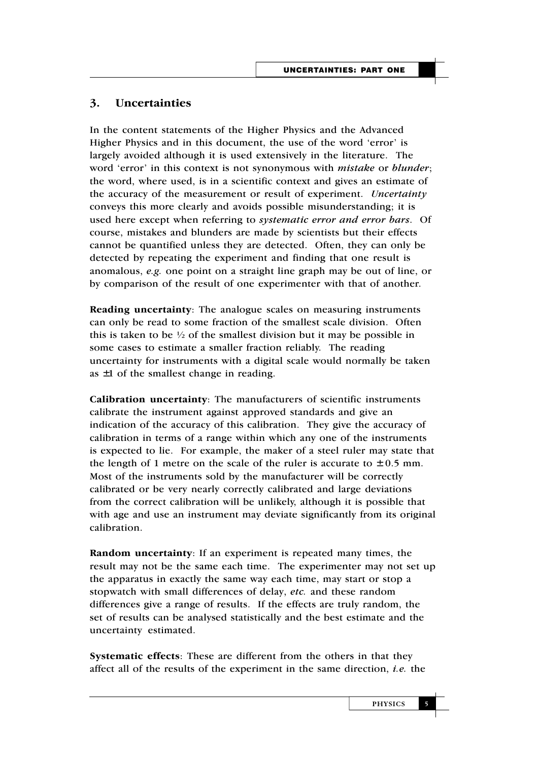## 3. Uncertainties

In the content statements of the Higher Physics and the Advanced Higher Physics and in this document, the use of the word 'error' is largely avoided although it is used extensively in the literature. The word 'error' in this context is not synonymous with ***mistake*** or ***blunder***; the word, where used, is in a scientific context and gives an estimate of the accuracy of the measurement or result of experiment. *Uncertainty* conveys this more clearly and avoids possible misunderstanding; it is used here except when referring to *systematic error and error bars*. Of course, mistakes and blunders are made by scientists but their effects cannot be quantified unless they are detected. Often, they can only be detected by repeating the experiment and finding that one result is anomalous, *e.g.* one point on a straight line graph may be out of line, or by comparison of the result of one experimenter with that of another.

**Reading uncertainty**: The analogue scales on measuring instruments can only be read to some fraction of the smallest scale division. Often this is taken to be ½ of the smallest division but it may be possible in some cases to estimate a smaller fraction reliably. The reading uncertainty for instruments with a digital scale would normally be taken as ±1 of the smallest change in reading.

**Calibration uncertainty**: The manufacturers of scientific instruments calibrate the instrument against approved standards and give an indication of the accuracy of this calibration. They give the accuracy of calibration in terms of a range within which any one of the instruments is expected to lie. For example, the maker of a steel ruler may state that the length of 1 metre on the scale of the ruler is accurate to ± 0.5 mm. Most of the instruments sold by the manufacturer will be correctly calibrated or be very nearly correctly calibrated and large deviations from the correct calibration will be unlikely, although it is possible that with age and use an instrument may deviate significantly from its original calibration.

**Random uncertainty**: If an experiment is repeated many times, the result may not be the same each time. The experimenter may not set up the apparatus in exactly the same way each time, may start or stop a stopwatch with small differences of delay, *etc.* and these random differences give a range of results. If the effects are truly random, the set of results can be analysed statistically and the best estimate and the uncertainty estimated.

**Systematic effects**: These are different from the others in that they affect all of the results of the experiment in the same direction, *i.e.* the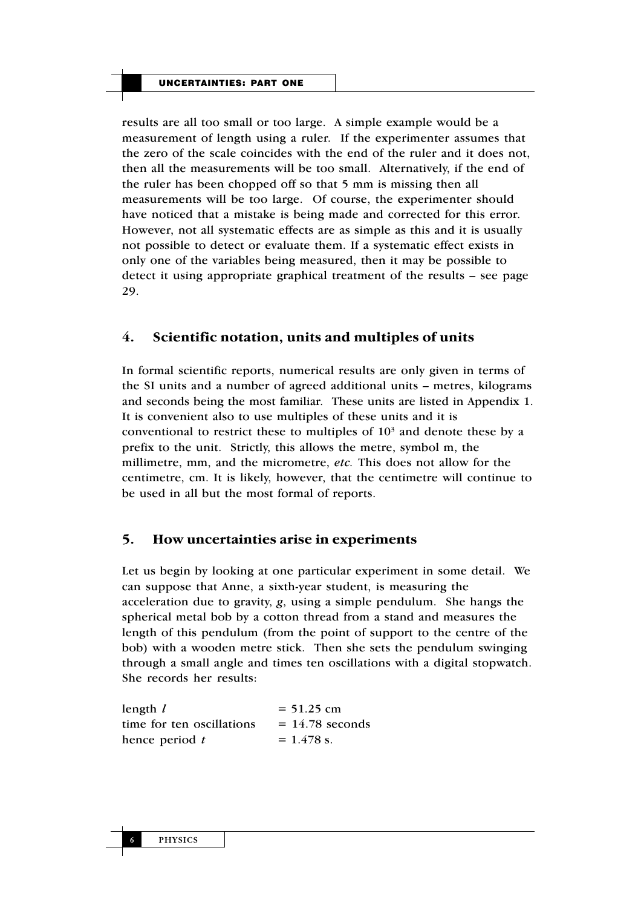results are all too small or too large. A simple example would be a measurement of length using a ruler. If the experimenter assumes that the zero of the scale coincides with the end of the ruler and it does not, then all the measurements will be too small. Alternatively, if the end of the ruler has been chopped off so that 5 mm is missing then all measurements will be too large. Of course, the experimenter should have noticed that a mistake is being made and corrected for this error. However, not all systematic effects are as simple as this and it is usually not possible to detect or evaluate them. If a systematic effect exists in only one of the variables being measured, then it may be possible to detect it using appropriate graphical treatment of the results – see page 29.

## 4. Scientific notation, units and multiples of units

In formal scientific reports, numerical results are only given in terms of the SI units and a number of agreed additional units – metres, kilograms and seconds being the most familiar. These units are listed in Appendix 1. It is convenient also to use multiples of these units and it is conventional to restrict these to multiples of $10^3$ and denote these by a prefix to the unit. Strictly, this allows the metre, symbol m, the millimetre, mm, and the micrometre, *etc*. This does not allow for the centimetre, cm. It is likely, however, that the centimetre will continue to be used in all but the most formal of reports.

## 5. How uncertainties arise in experiments

Let us begin by looking at one particular experiment in some detail. We can suppose that Anne, a sixth-year student, is measuring the acceleration due to gravity, $g$, using a simple pendulum. She hangs the spherical metal bob by a cotton thread from a stand and measures the length of this pendulum (from the point of support to the centre of the bob) with a wooden metre stick. Then she sets the pendulum swinging through a small angle and times ten oscillations with a digital stopwatch. She records her results:

length $l$ = 51.25 cm
time for ten oscillations = 14.78 seconds
hence period $t$ = 1.478 s.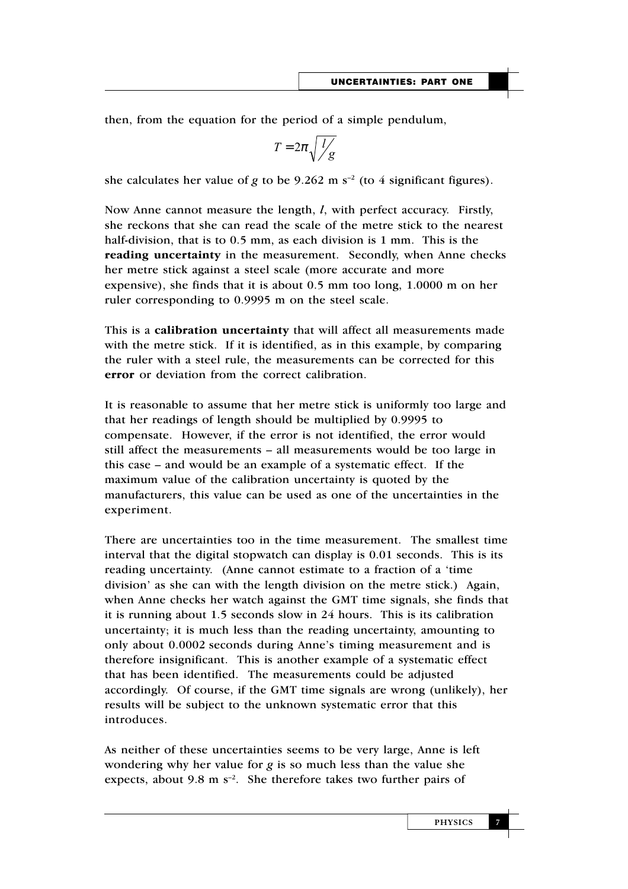then, from the equation for the period of a simple pendulum,

$$T = 2\pi\sqrt{l/g}$$

she calculates her value of $g$ to be 9.262 m s$^{-2}$ (to 4 significant figures).

Now Anne cannot measure the length, $l$, with perfect accuracy. Firstly, she reckons that she can read the scale of the metre stick to the nearest half-division, that is to 0.5 mm, as each division is 1 mm. This is the **reading uncertainty** in the measurement. Secondly, when Anne checks her metre stick against a steel scale (more accurate and more expensive), she finds that it is about 0.5 mm too long, 1.0000 m on her ruler corresponding to 0.9995 m on the steel scale.

This is a **calibration uncertainty** that will affect all measurements made with the metre stick. If it is identified, as in this example, by comparing the ruler with a steel rule, the measurements can be corrected for this **error** or deviation from the correct calibration.

It is reasonable to assume that her metre stick is uniformly too large and that her readings of length should be multiplied by 0.9995 to compensate. However, if the error is not identified, the error would still affect the measurements – all measurements would be too large in this case – and would be an example of a systematic effect. If the maximum value of the calibration uncertainty is quoted by the manufacturers, this value can be used as one of the uncertainties in the experiment.

There are uncertainties too in the time measurement. The smallest time interval that the digital stopwatch can display is 0.01 seconds. This is its reading uncertainty. (Anne cannot estimate to a fraction of a 'time division' as she can with the length division on the metre stick.) Again, when Anne checks her watch against the GMT time signals, she finds that it is running about 1.5 seconds slow in 24 hours. This is its calibration uncertainty; it is much less than the reading uncertainty, amounting to only about 0.0002 seconds during Anne's timing measurement and is therefore insignificant. This is another example of a systematic effect that has been identified. The measurements could be adjusted accordingly. Of course, if the GMT time signals are wrong (unlikely), her results will be subject to the unknown systematic error that this introduces.

As neither of these uncertainties seems to be very large, Anne is left wondering why her value for $g$ is so much less than the value she expects, about 9.8 m s$^{-2}$. She therefore takes two further pairs of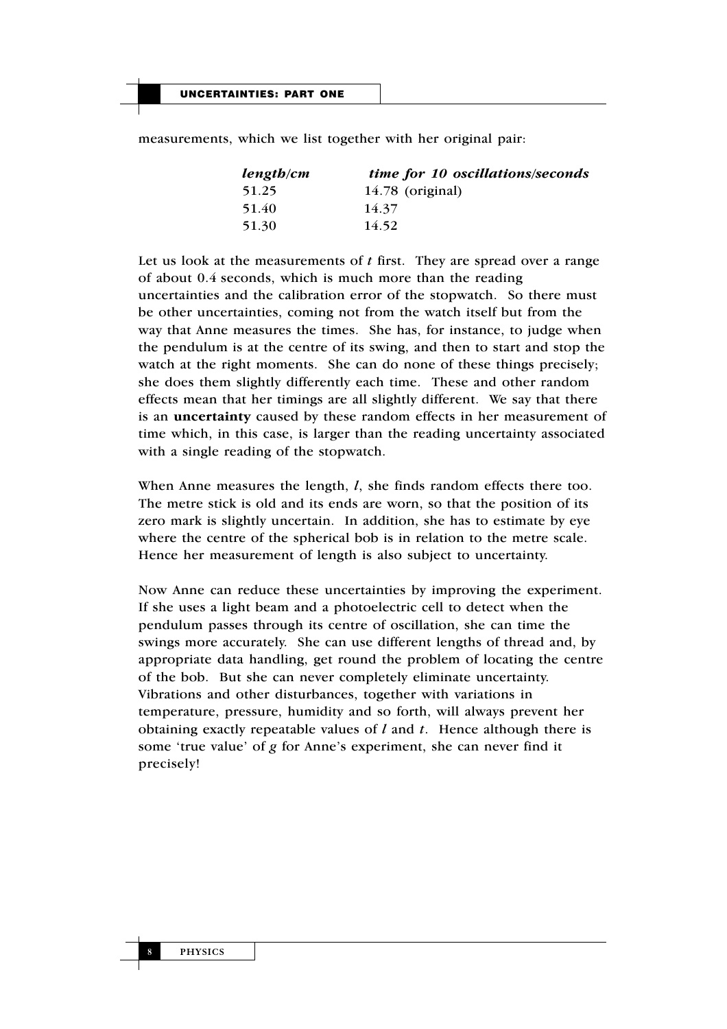measurements, which we list together with her original pair:

| *length/cm* | *time for 10 oscillations/seconds* |
|---|---|
| 51.25 | 14.78 (original) |
| 51.40 | 14.37 |
| 51.30 | 14.52 |

Let us look at the measurements of $t$ first. They are spread over a range of about 0.4 seconds, which is much more than the reading uncertainties and the calibration error of the stopwatch. So there must be other uncertainties, coming not from the watch itself but from the way that Anne measures the times. She has, for instance, to judge when the pendulum is at the centre of its swing, and then to start and stop the watch at the right moments. She can do none of these things precisely; she does them slightly differently each time. These and other random effects mean that her timings are all slightly different. We say that there is an **uncertainty** caused by these random effects in her measurement of time which, in this case, is larger than the reading uncertainty associated with a single reading of the stopwatch.

When Anne measures the length, $l$, she finds random effects there too. The metre stick is old and its ends are worn, so that the position of its zero mark is slightly uncertain. In addition, she has to estimate by eye where the centre of the spherical bob is in relation to the metre scale. Hence her measurement of length is also subject to uncertainty.

Now Anne can reduce these uncertainties by improving the experiment. If she uses a light beam and a photoelectric cell to detect when the pendulum passes through its centre of oscillation, she can time the swings more accurately. She can use different lengths of thread and, by appropriate data handling, get round the problem of locating the centre of the bob. But she can never completely eliminate uncertainty. Vibrations and other disturbances, together with variations in temperature, pressure, humidity and so forth, will always prevent her obtaining exactly repeatable values of $l$ and $t$. Hence although there is some 'true value' of $g$ for Anne's experiment, she can never find it precisely!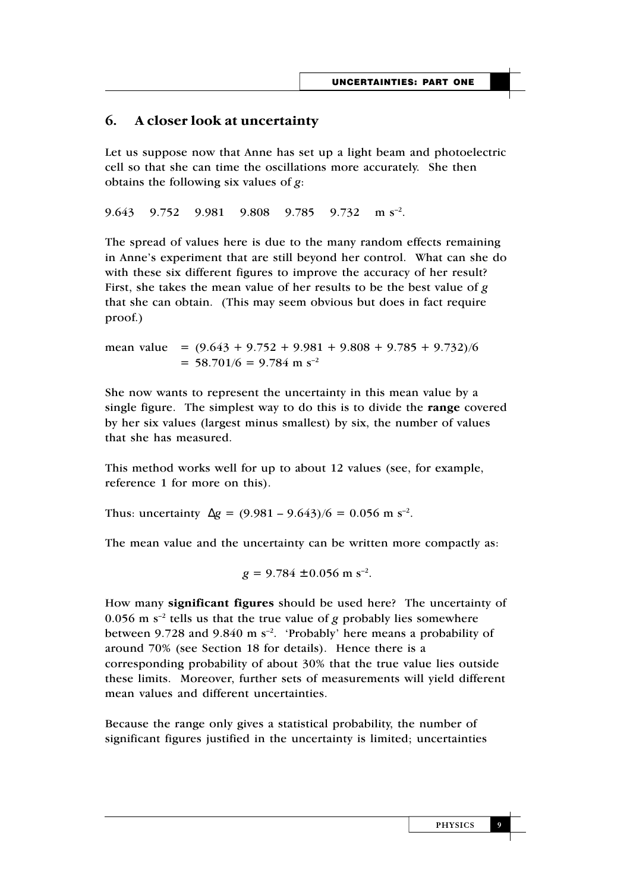## 6. A closer look at uncertainty

Let us suppose now that Anne has set up a light beam and photoelectric cell so that she can time the oscillations more accurately. She then obtains the following six values of $g$:

9.643 9.752 9.981 9.808 9.785 9.732 m $s^{-2}$.

The spread of values here is due to the many random effects remaining in Anne's experiment that are still beyond her control. What can she do with these six different figures to improve the accuracy of her result? First, she takes the mean value of her results to be the best value of $g$ that she can obtain. (This may seem obvious but does in fact require proof.)

$$\begin{aligned}\text{mean value} &= (9.643 + 9.752 + 9.981 + 9.808 + 9.785 + 9.732)/6 \\ &= 58.701/6 = 9.784 \text{ m s}^{-2}\end{aligned}$$

She now wants to represent the uncertainty in this mean value by a single figure. The simplest way to do this is to divide the **range** covered by her six values (largest minus smallest) by six, the number of values that she has measured.

This method works well for up to about 12 values (see, for example, reference 1 for more on this).

Thus: uncertainty $\Delta g = (9.981 - 9.643)/6 = 0.056$ m $s^{-2}$.

The mean value and the uncertainty can be written more compactly as:

$$g = 9.784 \pm 0.056 \text{ m s}^{-2}.$$

How many **significant figures** should be used here? The uncertainty of 0.056 m $s^{-2}$ tells us that the true value of $g$ probably lies somewhere between 9.728 and 9.840 m $s^{-2}$. 'Probably' here means a probability of around 70% (see Section 18 for details). Hence there is a corresponding probability of about 30% that the true value lies outside these limits. Moreover, further sets of measurements will yield different mean values and different uncertainties.

Because the range only gives a statistical probability, the number of significant figures justified in the uncertainty is limited; uncertainties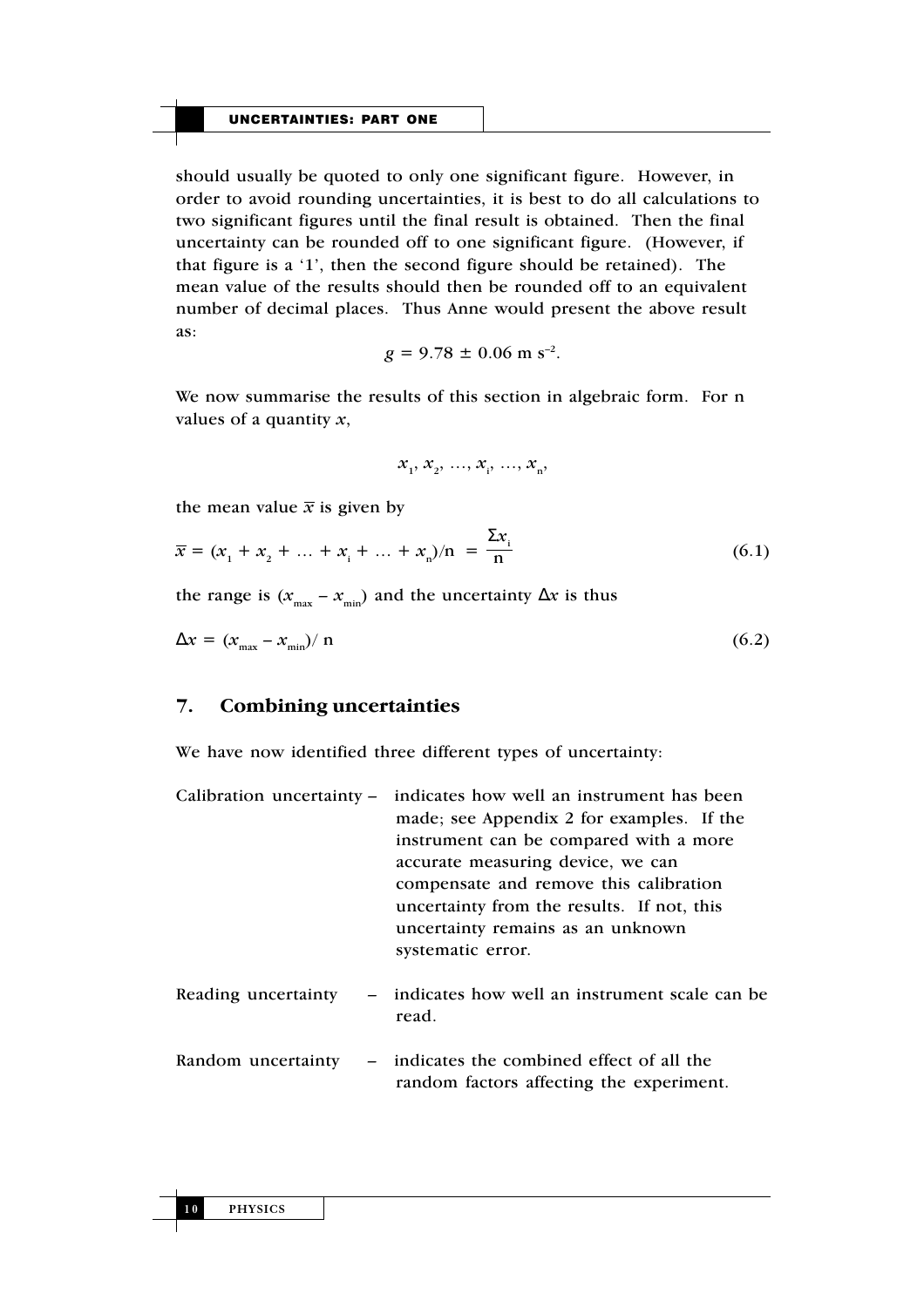should usually be quoted to only one significant figure. However, in order to avoid rounding uncertainties, it is best to do all calculations to two significant figures until the final result is obtained. Then the final uncertainty can be rounded off to one significant figure. (However, if that figure is a '1', then the second figure should be retained). The mean value of the results should then be rounded off to an equivalent number of decimal places. Thus Anne would present the above result as:

$$g = 9.78 \pm 0.06 \text{ m s}^{-2}.$$

We now summarise the results of this section in algebraic form. For n values of a quantity $x$,

$$x_1, x_2, \ldots, x_i, \ldots, x_n,$$

the mean value $\overline{x}$ is given by

$$\overline{x} = (x_1 + x_2 + \ldots + x_i + \ldots + x_n)/\text{n} = \frac{\Sigma x_i}{\text{n}} \tag{6.1}$$

the range is $(x_{max} - x_{min})$ and the uncertainty $\Delta x$ is thus

$$\Delta x = (x_{max} - x_{min})/\ \text{n} \tag{6.2}$$

## 7. Combining uncertainties

We have now identified three different types of uncertainty:

Calibration uncertainty – indicates how well an instrument has been made; see Appendix 2 for examples. If the instrument can be compared with a more accurate measuring device, we can compensate and remove this calibration uncertainty from the results. If not, this uncertainty remains as an unknown systematic error.

Reading uncertainty – indicates how well an instrument scale can be read.

Random uncertainty – indicates the combined effect of all the random factors affecting the experiment.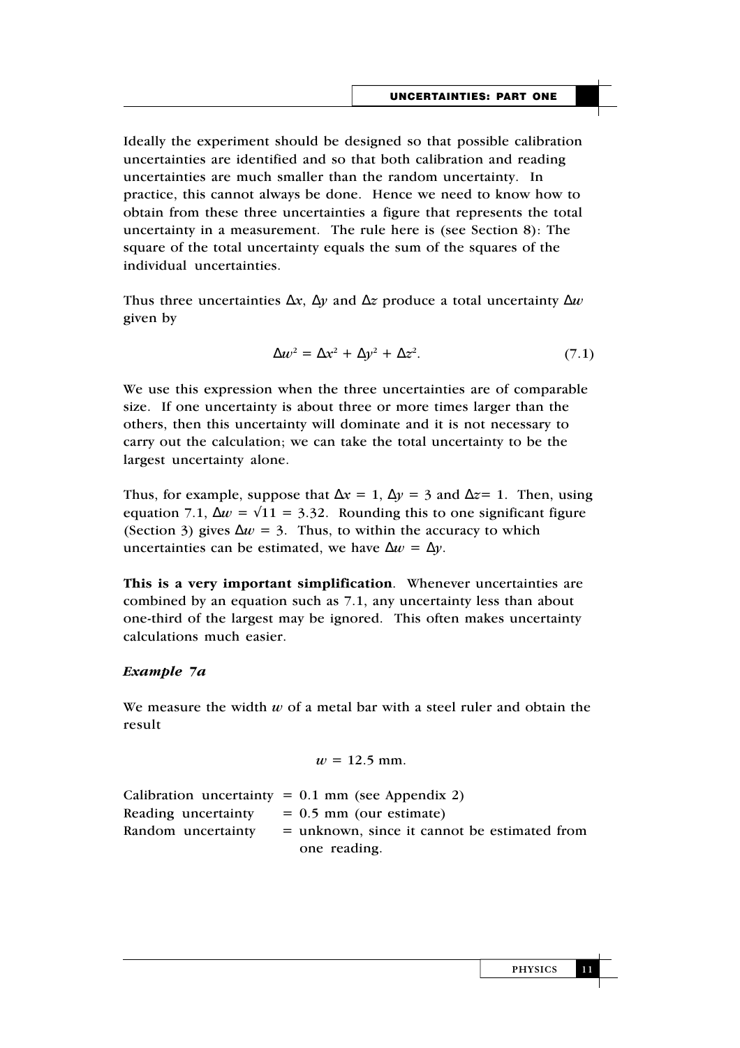Ideally the experiment should be designed so that possible calibration uncertainties are identified and so that both calibration and reading uncertainties are much smaller than the random uncertainty. In practice, this cannot always be done. Hence we need to know how to obtain from these three uncertainties a figure that represents the total uncertainty in a measurement. The rule here is (see Section 8): The square of the total uncertainty equals the sum of the squares of the individual uncertainties.

Thus three uncertainties $\Delta x$, $\Delta y$ and $\Delta z$ produce a total uncertainty $\Delta w$ given by

$$\Delta w^2 = \Delta x^2 + \Delta y^2 + \Delta z^2. \tag{7.1}$$

We use this expression when the three uncertainties are of comparable size. If one uncertainty is about three or more times larger than the others, then this uncertainty will dominate and it is not necessary to carry out the calculation; we can take the total uncertainty to be the largest uncertainty alone.

Thus, for example, suppose that $\Delta x = 1$, $\Delta y = 3$ and $\Delta z = 1$. Then, using equation 7.1, $\Delta w = \sqrt{11} = 3.32$. Rounding this to one significant figure (Section 3) gives $\Delta w = 3$. Thus, to within the accuracy to which uncertainties can be estimated, we have $\Delta w = \Delta y$.

**This is a very important simplification**. Whenever uncertainties are combined by an equation such as 7.1, any uncertainty less than about one-third of the largest may be ignored. This often makes uncertainty calculations much easier.

### *Example 7a*

We measure the width $w$ of a metal bar with a steel ruler and obtain the result

$$w = 12.5 \text{ mm}.$$

Calibration uncertainty = 0.1 mm (see Appendix 2)
Reading uncertainty = 0.5 mm (our estimate)
Random uncertainty = unknown, since it cannot be estimated from one reading.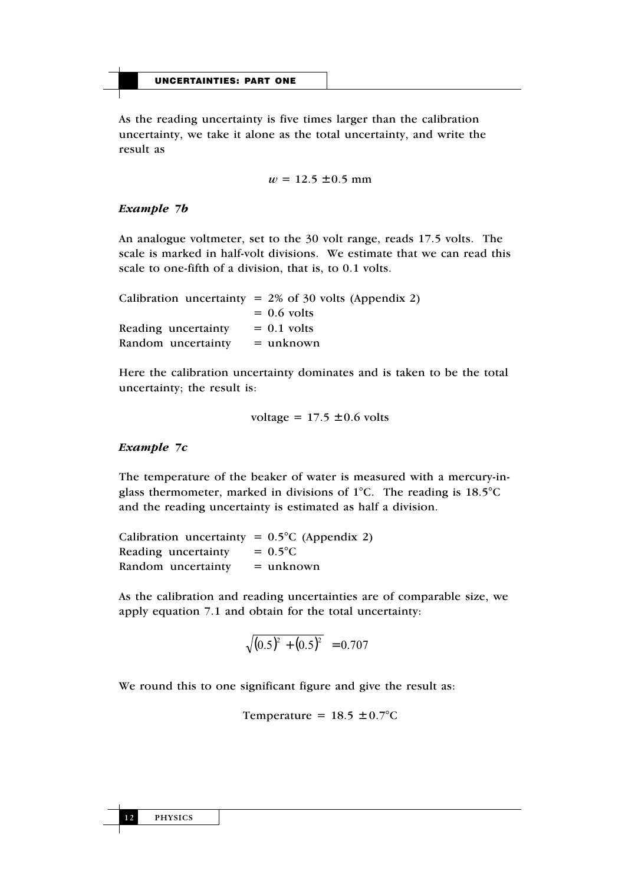As the reading uncertainty is five times larger than the calibration uncertainty, we take it alone as the total uncertainty, and write the result as

$$w = 12.5 \pm 0.5 \text{ mm}$$

### *Example 7b*

An analogue voltmeter, set to the 30 volt range, reads 17.5 volts. The scale is marked in half-volt divisions. We estimate that we can read this scale to one-fifth of a division, that is, to 0.1 volts.

Calibration uncertainty = 2% of 30 volts (Appendix 2)
= 0.6 volts
Reading uncertainty = 0.1 volts
Random uncertainty = unknown

Here the calibration uncertainty dominates and is taken to be the total uncertainty; the result is:

$$\text{voltage} = 17.5 \pm 0.6 \text{ volts}$$

### *Example 7c*

The temperature of the beaker of water is measured with a mercury-in-glass thermometer, marked in divisions of 1°C. The reading is 18.5°C and the reading uncertainty is estimated as half a division.

Calibration uncertainty = 0.5°C (Appendix 2)
Reading uncertainty = 0.5°C
Random uncertainty = unknown

As the calibration and reading uncertainties are of comparable size, we apply equation 7.1 and obtain for the total uncertainty:

$$\sqrt{(0.5)^2 + (0.5)^2} = 0.707$$

We round this to one significant figure and give the result as:

$$\text{Temperature} = 18.5 \pm 0.7°\text{C}$$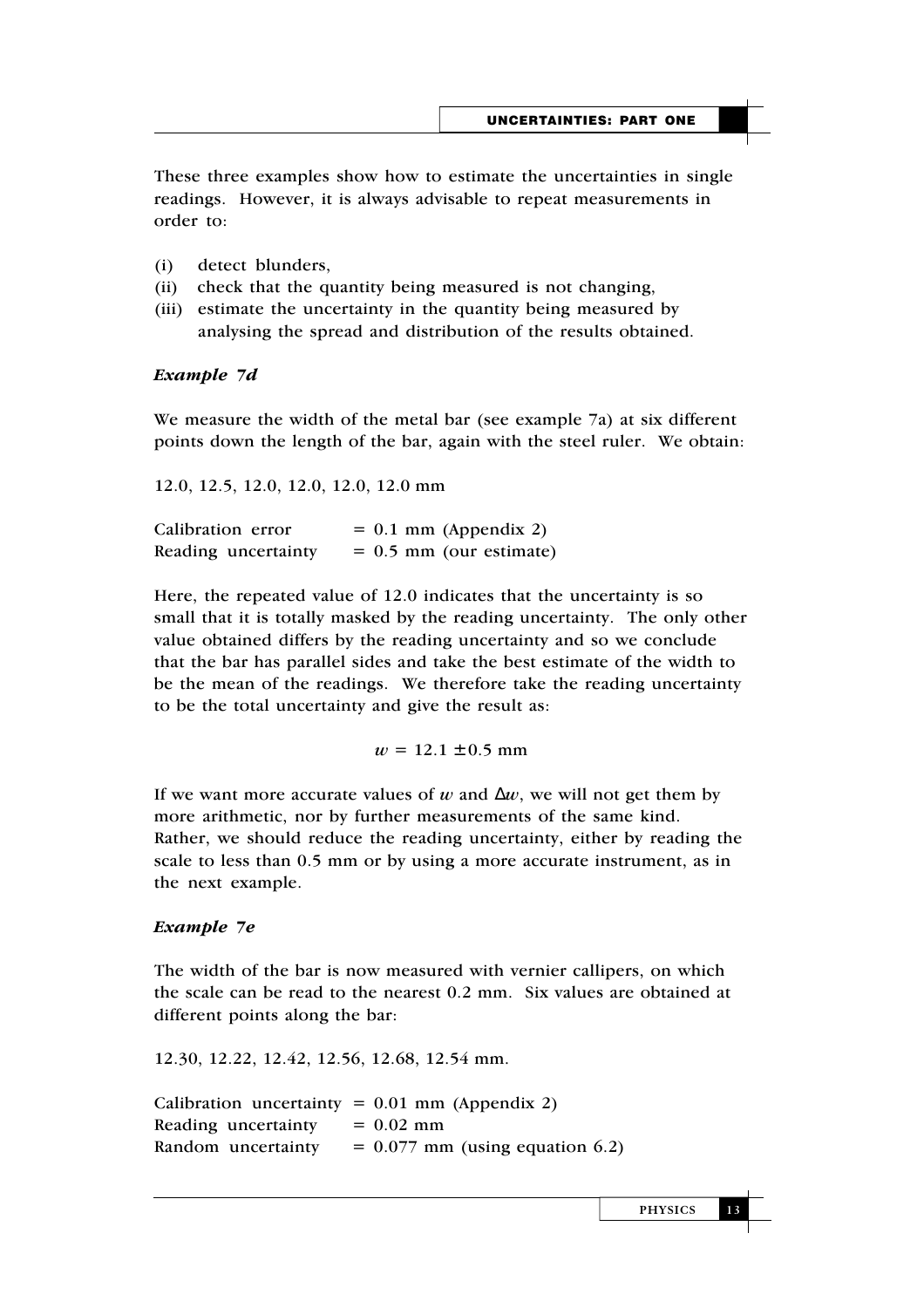These three examples show how to estimate the uncertainties in single readings. However, it is always advisable to repeat measurements in order to:

(i) detect blunders,
(ii) check that the quantity being measured is not changing,
(iii) estimate the uncertainty in the quantity being measured by analysing the spread and distribution of the results obtained.

### *Example 7d*

We measure the width of the metal bar (see example 7a) at six different points down the length of the bar, again with the steel ruler. We obtain:

12.0, 12.5, 12.0, 12.0, 12.0, 12.0 mm

Calibration error = 0.1 mm (Appendix 2)
Reading uncertainty = 0.5 mm (our estimate)

Here, the repeated value of 12.0 indicates that the uncertainty is so small that it is totally masked by the reading uncertainty. The only other value obtained differs by the reading uncertainty and so we conclude that the bar has parallel sides and take the best estimate of the width to be the mean of the readings. We therefore take the reading uncertainty to be the total uncertainty and give the result as:

$$w = 12.1 \pm 0.5 \text{ mm}$$

If we want more accurate values of $w$ and $\Delta w$, we will not get them by more arithmetic, nor by further measurements of the same kind. Rather, we should reduce the reading uncertainty, either by reading the scale to less than 0.5 mm or by using a more accurate instrument, as in the next example.

### *Example 7e*

The width of the bar is now measured with vernier callipers, on which the scale can be read to the nearest 0.2 mm. Six values are obtained at different points along the bar:

12.30, 12.22, 12.42, 12.56, 12.68, 12.54 mm.

Calibration uncertainty = 0.01 mm (Appendix 2)
Reading uncertainty = 0.02 mm
Random uncertainty = 0.077 mm (using equation 6.2)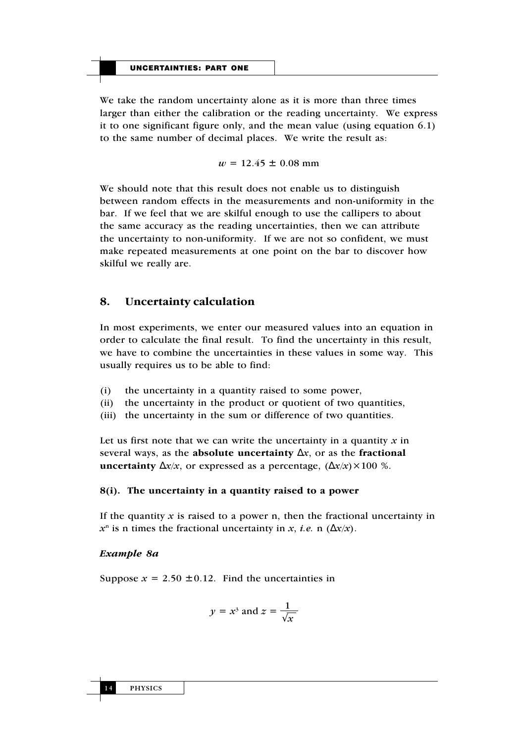We take the random uncertainty alone as it is more than three times larger than either the calibration or the reading uncertainty. We express it to one significant figure only, and the mean value (using equation 6.1) to the same number of decimal places. We write the result as:

$$w = 12.45 \pm 0.08 \text{ mm}$$

We should note that this result does not enable us to distinguish between random effects in the measurements and non-uniformity in the bar. If we feel that we are skilful enough to use the callipers to about the same accuracy as the reading uncertainties, then we can attribute the uncertainty to non-uniformity. If we are not so confident, we must make repeated measurements at one point on the bar to discover how skilful we really are.

## 8. Uncertainty calculation

In most experiments, we enter our measured values into an equation in order to calculate the final result. To find the uncertainty in this result, we have to combine the uncertainties in these values in some way. This usually requires us to be able to find:

(i) the uncertainty in a quantity raised to some power,
(ii) the uncertainty in the product or quotient of two quantities,
(iii) the uncertainty in the sum or difference of two quantities.

Let us first note that we can write the uncertainty in a quantity $x$ in several ways, as the **absolute uncertainty** $\Delta x$, or as the **fractional uncertainty** $\Delta x/x$, or expressed as a percentage, $(\Delta x/x) \times 100$ %.

### 8(i). The uncertainty in a quantity raised to a power

If the quantity $x$ is raised to a power n, then the fractional uncertainty in $x^n$ is n times the fractional uncertainty in $x$, *i.e.* n $(\Delta x/x)$.

***Example 8a***

Suppose $x = 2.50 \pm 0.12$. Find the uncertainties in

$$y = x^3 \text{ and } z = \frac{1}{\sqrt{x}}$$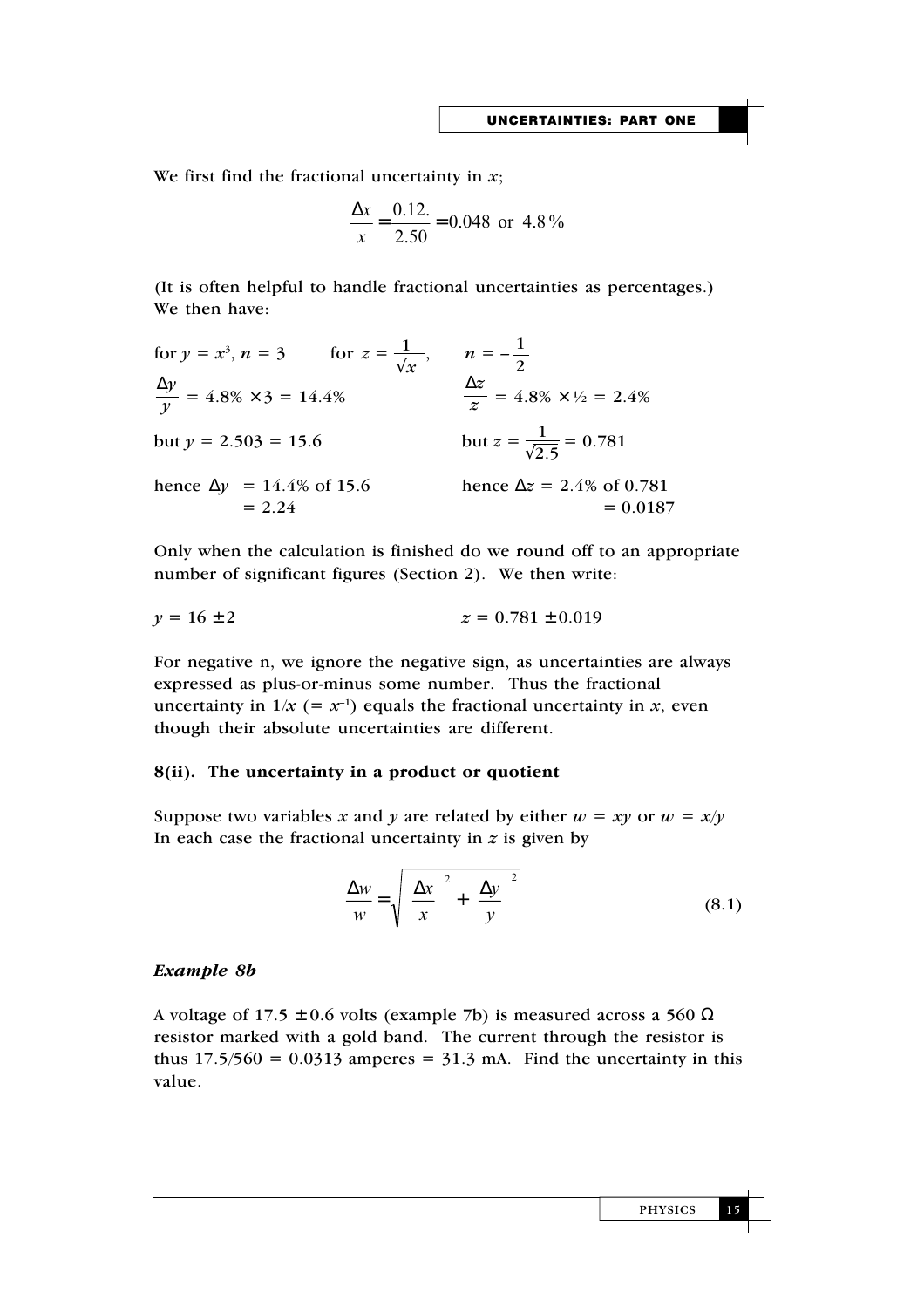We first find the fractional uncertainty in $x$;

$$\frac{\Delta x}{x} = \frac{0.12.}{2.50} = 0.048 \text{ or } 4.8\%$$

(It is often helpful to handle fractional uncertainties as percentages.) We then have:

| | |
|---|---|
| for $y = x^3$, $n = 3$ | for $z = \dfrac{1}{\sqrt{x}}$, $\quad n = -\dfrac{1}{2}$ |
| $\dfrac{\Delta y}{y} = 4.8\% \times 3 = 14.4\%$ | $\dfrac{\Delta z}{z} = 4.8\% \times ½ = 2.4\%$ |
| but $y = 2.503 = 15.6$ | but $z = \dfrac{1}{\sqrt{2.5}} = 0.781$ |
| hence $\Delta y$ = 14.4% of 15.6 = 2.24 | hence $\Delta z$ = 2.4% of 0.781 = 0.0187 |

Only when the calculation is finished do we round off to an appropriate number of significant figures (Section 2). We then write:

$y = 16 \pm 2 \qquad\qquad z = 0.781 \pm 0.019$

For negative n, we ignore the negative sign, as uncertainties are always expressed as plus-or-minus some number. Thus the fractional uncertainty in $1/x$ ($= x^{-1}$) equals the fractional uncertainty in $x$, even though their absolute uncertainties are different.

### 8(ii). The uncertainty in a product or quotient

Suppose two variables $x$ and $y$ are related by either $w = xy$ or $w = x/y$ In each case the fractional uncertainty in $z$ is given by

$$\frac{\Delta w}{w} = \sqrt{\left(\frac{\Delta x}{x}\right)^2 + \left(\frac{\Delta y}{y}\right)^2} \tag{8.1}$$

#### *Example 8b*

A voltage of 17.5 ± 0.6 volts (example 7b) is measured across a 560 Ω resistor marked with a gold band. The current through the resistor is thus 17.5/560 = 0.0313 amperes = 31.3 mA. Find the uncertainty in this value.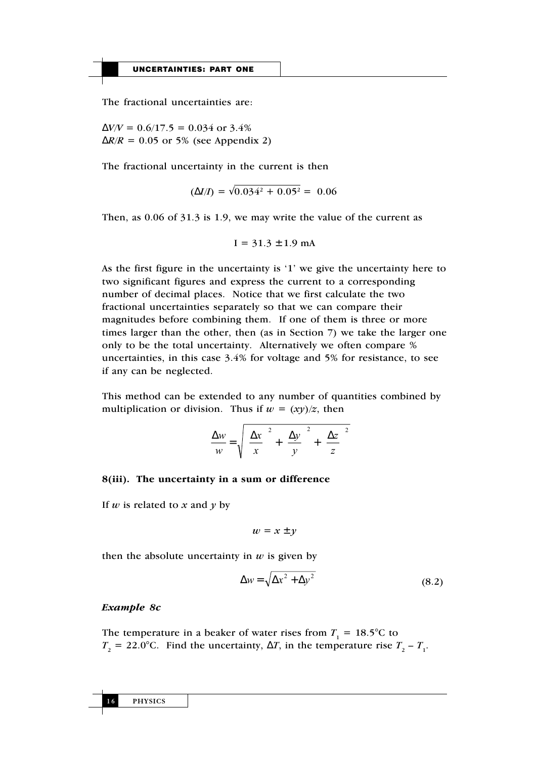The fractional uncertainties are:

$\Delta V/V = 0.6/17.5 = 0.034$ or 3.4%
$\Delta R/R = 0.05$ or 5% (see Appendix 2)

The fractional uncertainty in the current is then

$$(\Delta I/I) = \sqrt{0.034^2 + 0.05^2} = 0.06$$

Then, as 0.06 of 31.3 is 1.9, we may write the value of the current as

$$I = 31.3 \pm 1.9 \text{ mA}$$

As the first figure in the uncertainty is '1' we give the uncertainty here to two significant figures and express the current to a corresponding number of decimal places. Notice that we first calculate the two fractional uncertainties separately so that we can compare their magnitudes before combining them. If one of them is three or more times larger than the other, then (as in Section 7) we take the larger one only to be the total uncertainty. Alternatively we often compare % uncertainties, in this case 3.4% for voltage and 5% for resistance, to see if any can be neglected.

This method can be extended to any number of quantities combined by multiplication or division. Thus if $w = (xy)/z$, then

$$\frac{\Delta w}{w} = \sqrt{\left(\frac{\Delta x}{x}\right)^2 + \left(\frac{\Delta y}{y}\right)^2 + \left(\frac{\Delta z}{z}\right)^2}$$

**8(iii). The uncertainty in a sum or difference**

If $w$ is related to $x$ and $y$ by

$$w = x \pm y$$

then the absolute uncertainty in $w$ is given by

$$\Delta w = \sqrt{\Delta x^2 + \Delta y^2} \qquad (8.2)$$

***Example 8c***

The temperature in a beaker of water rises from $T_1 = 18.5°\text{C}$ to $T_2 = 22.0°\text{C}$. Find the uncertainty, $\Delta T$, in the temperature rise $T_2 - T_1$.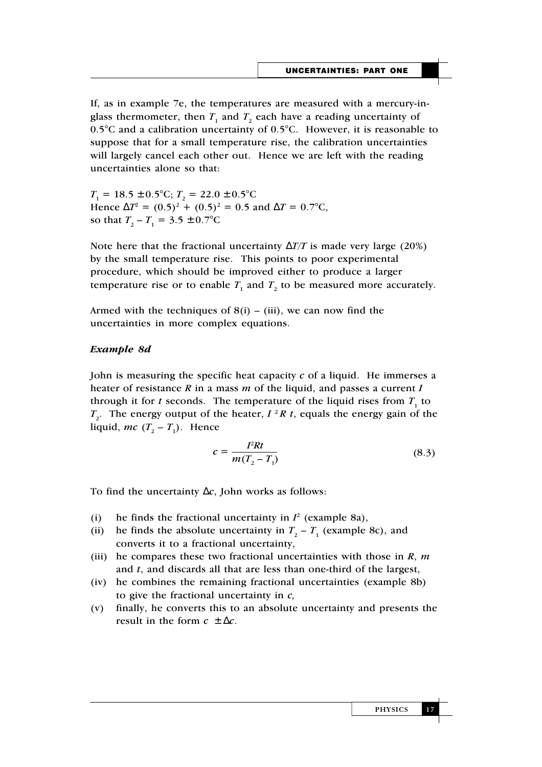If, as in example 7e, the temperatures are measured with a mercury-in-glass thermometer, then $T_1$ and $T_2$ each have a reading uncertainty of 0.5°C and a calibration uncertainty of 0.5°C. However, it is reasonable to suppose that for a small temperature rise, the calibration uncertainties will largely cancel each other out. Hence we are left with the reading uncertainties alone so that:

$T_1 = 18.5 \pm 0.5$°C; $T_2 = 22.0 \pm 0.5$°C
Hence $\Delta T^2 = (0.5)^2 + (0.5)^2 = 0.5$ and $\Delta T = 0.7$°C,
so that $T_2 - T_1 = 3.5 \pm 0.7$°C

Note here that the fractional uncertainty $\Delta T/T$ is made very large (20%) by the small temperature rise. This points to poor experimental procedure, which should be improved either to produce a larger temperature rise or to enable $T_1$ and $T_2$ to be measured more accurately.

Armed with the techniques of 8(i) – (iii), we can now find the uncertainties in more complex equations.

### *Example 8d*

John is measuring the specific heat capacity $c$ of a liquid. He immerses a heater of resistance $R$ in a mass $m$ of the liquid, and passes a current $I$ through it for $t$ seconds. The temperature of the liquid rises from $T_1$ to $T_2$. The energy output of the heater, $I^2Rt$, equals the energy gain of the liquid, $mc(T_2 - T_1)$. Hence

$$c = \frac{I^2Rt}{m(T_2 - T_1)} \qquad (8.3)$$

To find the uncertainty $\Delta c$, John works as follows:

(i) he finds the fractional uncertainty in $I^2$ (example 8a),
(ii) he finds the absolute uncertainty in $T_2 - T_1$ (example 8c), and converts it to a fractional uncertainty,
(iii) he compares these two fractional uncertainties with those in $R$, $m$ and $t$, and discards all that are less than one-third of the largest,
(iv) he combines the remaining fractional uncertainties (example 8b) to give the fractional uncertainty in $c$,
(v) finally, he converts this to an absolute uncertainty and presents the result in the form $c \pm \Delta c$.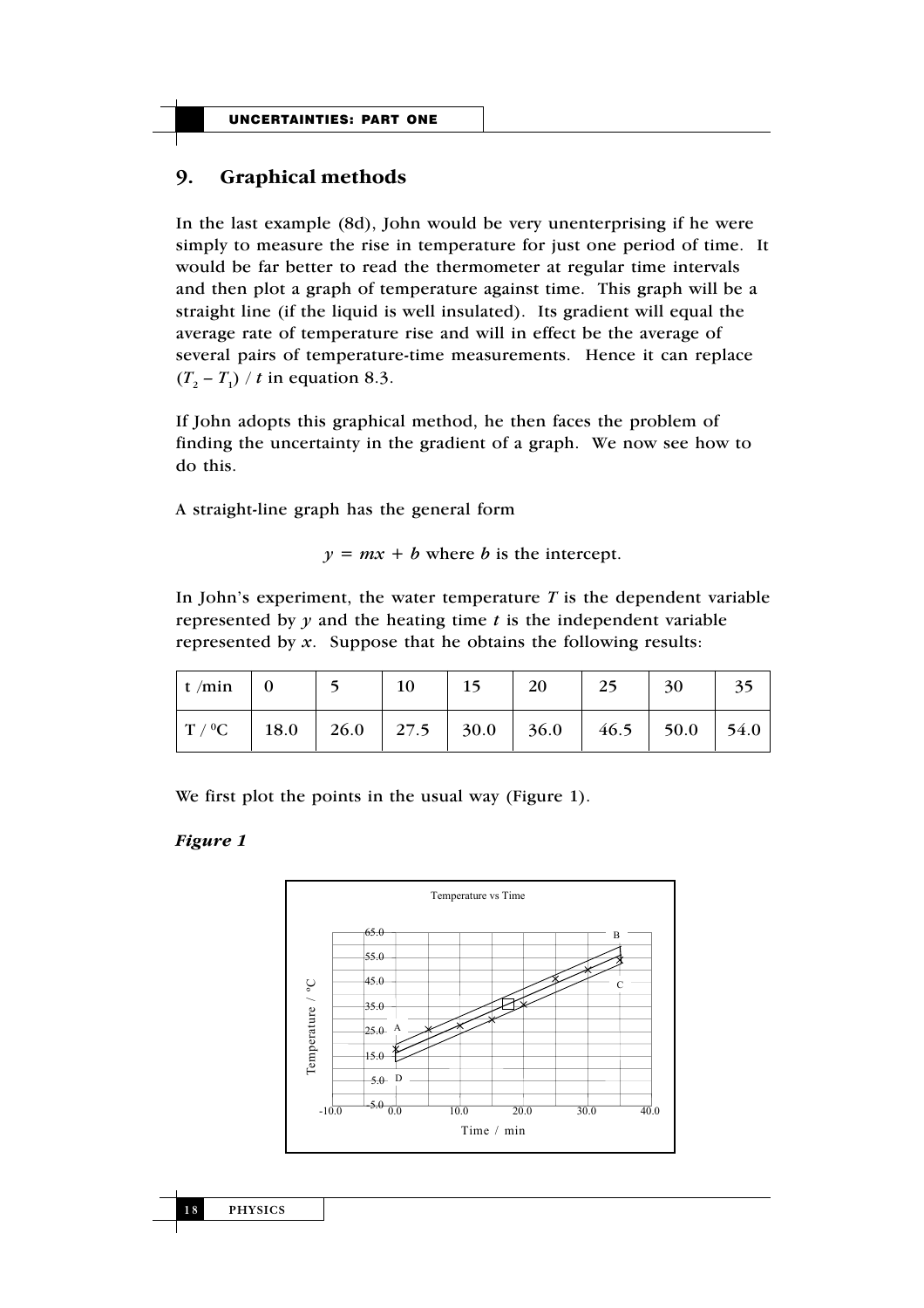## 9. Graphical methods

In the last example (8d), John would be very unenterprising if he were simply to measure the rise in temperature for just one period of time. It would be far better to read the thermometer at regular time intervals and then plot a graph of temperature against time. This graph will be a straight line (if the liquid is well insulated). Its gradient will equal the average rate of temperature rise and will in effect be the average of several pairs of temperature-time measurements. Hence it can replace $(T_2 - T_1) / t$ in equation 8.3.

If John adopts this graphical method, he then faces the problem of finding the uncertainty in the gradient of a graph. We now see how to do this.

A straight-line graph has the general form

$$y = mx + b \text{ where } b \text{ is the intercept.}$$

In John's experiment, the water temperature $T$ is the dependent variable represented by $y$ and the heating time $t$ is the independent variable represented by $x$. Suppose that he obtains the following results:

| t /min | 0 | 5 | 10 | 15 | 20 | 25 | 30 | 35 |
|---|---|---|---|---|---|---|---|---|
| T / $^0$C | 18.0 | 26.0 | 27.5 | 30.0 | 36.0 | 46.5 | 50.0 | 54.0 |

We first plot the points in the usual way (Figure 1).

***Figure 1***

Temperature vs Time

Temperature / °C

Time / min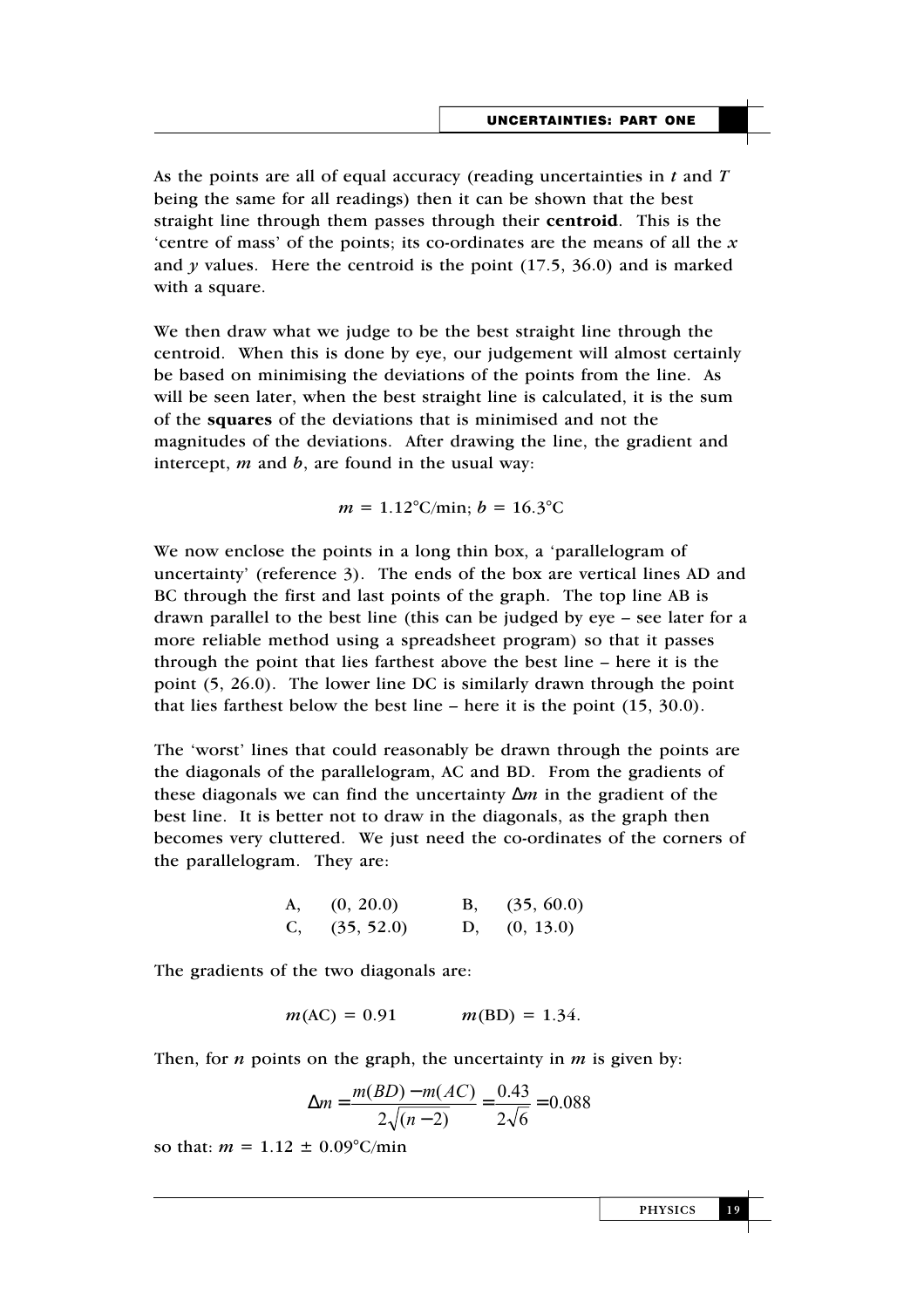As the points are all of equal accuracy (reading uncertainties in $t$ and $T$ being the same for all readings) then it can be shown that the best straight line through them passes through their **centroid**. This is the 'centre of mass' of the points; its co-ordinates are the means of all the $x$ and $y$ values. Here the centroid is the point (17.5, 36.0) and is marked with a square.

We then draw what we judge to be the best straight line through the centroid. When this is done by eye, our judgement will almost certainly be based on minimising the deviations of the points from the line. As will be seen later, when the best straight line is calculated, it is the sum of the **squares** of the deviations that is minimised and not the magnitudes of the deviations. After drawing the line, the gradient and intercept, $m$ and $b$, are found in the usual way:

$$m = 1.12°\text{C/min};\ b = 16.3°\text{C}$$

We now enclose the points in a long thin box, a 'parallelogram of uncertainty' (reference 3). The ends of the box are vertical lines AD and BC through the first and last points of the graph. The top line AB is drawn parallel to the best line (this can be judged by eye – see later for a more reliable method using a spreadsheet program) so that it passes through the point that lies farthest above the best line – here it is the point (5, 26.0). The lower line DC is similarly drawn through the point that lies farthest below the best line – here it is the point (15, 30.0).

The 'worst' lines that could reasonably be drawn through the points are the diagonals of the parallelogram, AC and BD. From the gradients of these diagonals we can find the uncertainty $\Delta m$ in the gradient of the best line. It is better not to draw in the diagonals, as the graph then becomes very cluttered. We just need the co-ordinates of the corners of the parallelogram. They are:

| | | | |
|---|---|---|---|
| A, | (0, 20.0) | B, | (35, 60.0) |
| C, | (35, 52.0) | D, | (0, 13.0) |

The gradients of the two diagonals are:

$$m(\text{AC}) = 0.91 \qquad m(\text{BD}) = 1.34.$$

Then, for $n$ points on the graph, the uncertainty in $m$ is given by:

$$\Delta m = \frac{m(BD) - m(AC)}{2\sqrt{(n-2)}} = \frac{0.43}{2\sqrt{6}} = 0.088$$

so that: $m = 1.12 \pm 0.09°\text{C/min}$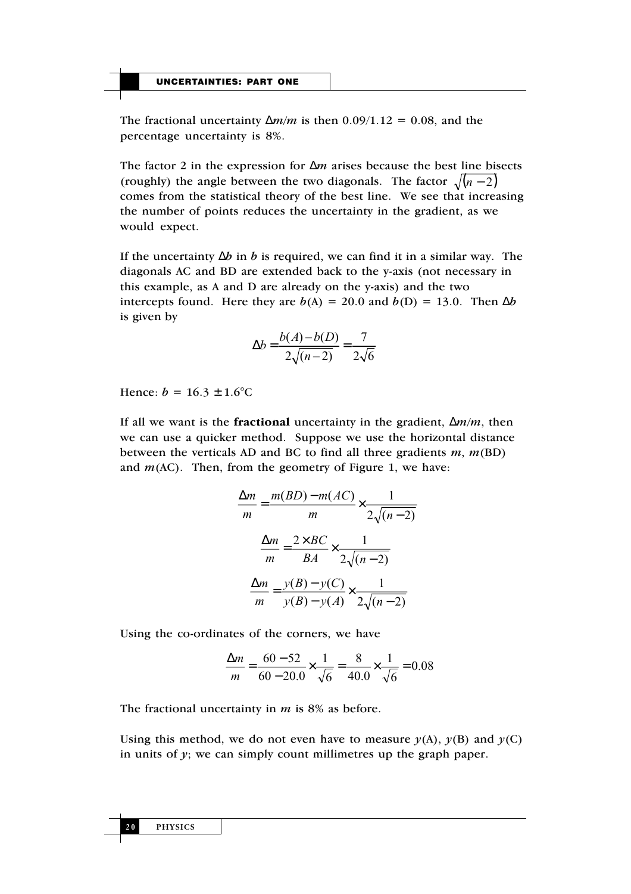The fractional uncertainty $\Delta m/m$ is then $0.09/1.12 = 0.08$, and the percentage uncertainty is 8%.

The factor 2 in the expression for $\Delta m$ arises because the best line bisects (roughly) the angle between the two diagonals. The factor $\sqrt{(n-2)}$ comes from the statistical theory of the best line. We see that increasing the number of points reduces the uncertainty in the gradient, as we would expect.

If the uncertainty $\Delta b$ in $b$ is required, we can find it in a similar way. The diagonals AC and BD are extended back to the y-axis (not necessary in this example, as A and D are already on the y-axis) and the two intercepts found. Here they are $b$(A) = 20.0 and $b$(D) = 13.0. Then $\Delta b$ is given by

$$\Delta b = \frac{b(A) - b(D)}{2\sqrt{(n-2)}} = \frac{7}{2\sqrt{6}}$$

Hence: $b = 16.3 \pm 1.6$°C

If all we want is the **fractional** uncertainty in the gradient, $\Delta m/m$, then we can use a quicker method. Suppose we use the horizontal distance between the verticals AD and BC to find all three gradients $m$, $m$(BD) and $m$(AC). Then, from the geometry of Figure 1, we have:

$$\frac{\Delta m}{m} = \frac{m(BD) - m(AC)}{m} \times \frac{1}{2\sqrt{(n-2)}}$$

$$\frac{\Delta m}{m} = \frac{2 \times BC}{BA} \times \frac{1}{2\sqrt{(n-2)}}$$

$$\frac{\Delta m}{m} = \frac{y(B) - y(C)}{y(B) - y(A)} \times \frac{1}{2\sqrt{(n-2)}}$$

Using the co-ordinates of the corners, we have

$$\frac{\Delta m}{m} = \frac{60 - 52}{60 - 20.0} \times \frac{1}{\sqrt{6}} = \frac{8}{40.0} \times \frac{1}{\sqrt{6}} = 0.08$$

The fractional uncertainty in $m$ is 8% as before.

Using this method, we do not even have to measure $y$(A), $y$(B) and $y$(C) in units of $y$; we can simply count millimetres up the graph paper.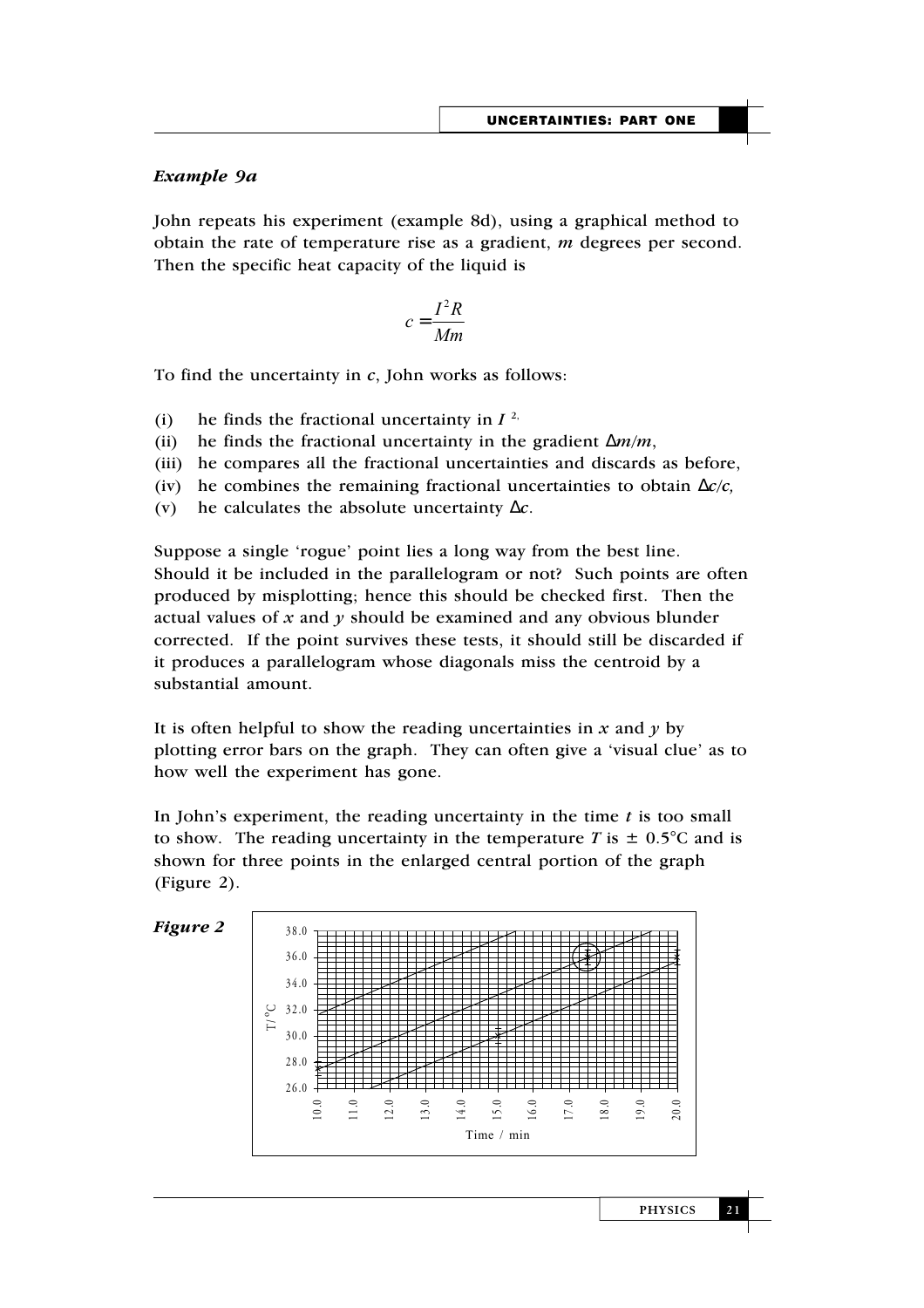### *Example 9a*

John repeats his experiment (example 8d), using a graphical method to obtain the rate of temperature rise as a gradient, *m* degrees per second. Then the specific heat capacity of the liquid is

$$c = \frac{I^2 R}{Mm}$$

To find the uncertainty in *c*, John works as follows:

(i) he finds the fractional uncertainty in $I^{2}$,

(ii) he finds the fractional uncertainty in the gradient $\Delta m/m$,

(iii) he compares all the fractional uncertainties and discards as before,

(iv) he combines the remaining fractional uncertainties to obtain $\Delta c/c$,

(v) he calculates the absolute uncertainty $\Delta c$.

Suppose a single 'rogue' point lies a long way from the best line. Should it be included in the parallelogram or not? Such points are often produced by misplotting; hence this should be checked first. Then the actual values of *x* and *y* should be examined and any obvious blunder corrected. If the point survives these tests, it should still be discarded if it produces a parallelogram whose diagonals miss the centroid by a substantial amount.

It is often helpful to show the reading uncertainties in *x* and *y* by plotting error bars on the graph. They can often give a 'visual clue' as to how well the experiment has gone.

In John's experiment, the reading uncertainty in the time *t* is too small to show. The reading uncertainty in the temperature *T* is ± 0.5°C and is shown for three points in the enlarged central portion of the graph (Figure 2).

***Figure 2***

T/°C: 26.0, 28.0, 30.0, 32.0, 34.0, 36.0, 38.0

Time / min: 10.0, 11.0, 12.0, 13.0, 14.0, 15.0, 16.0, 17.0, 18.0, 19.0, 20.0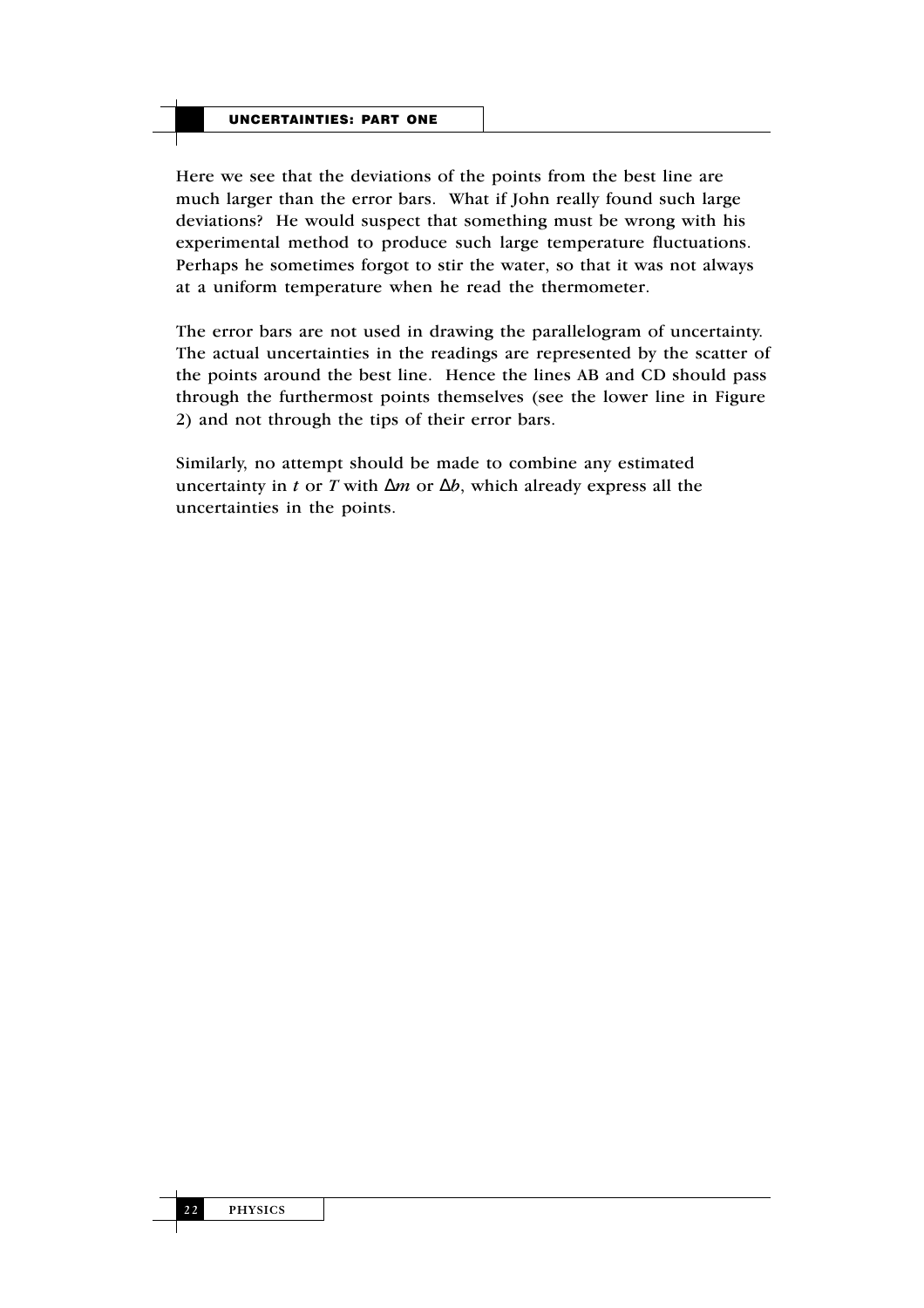Here we see that the deviations of the points from the best line are much larger than the error bars. What if John really found such large deviations? He would suspect that something must be wrong with his experimental method to produce such large temperature fluctuations. Perhaps he sometimes forgot to stir the water, so that it was not always at a uniform temperature when he read the thermometer.

The error bars are not used in drawing the parallelogram of uncertainty. The actual uncertainties in the readings are represented by the scatter of the points around the best line. Hence the lines AB and CD should pass through the furthermost points themselves (see the lower line in Figure 2) and not through the tips of their error bars.

Similarly, no attempt should be made to combine any estimated uncertainty in $t$ or $T$ with $\Delta m$ or $\Delta b$, which already express all the uncertainties in the points.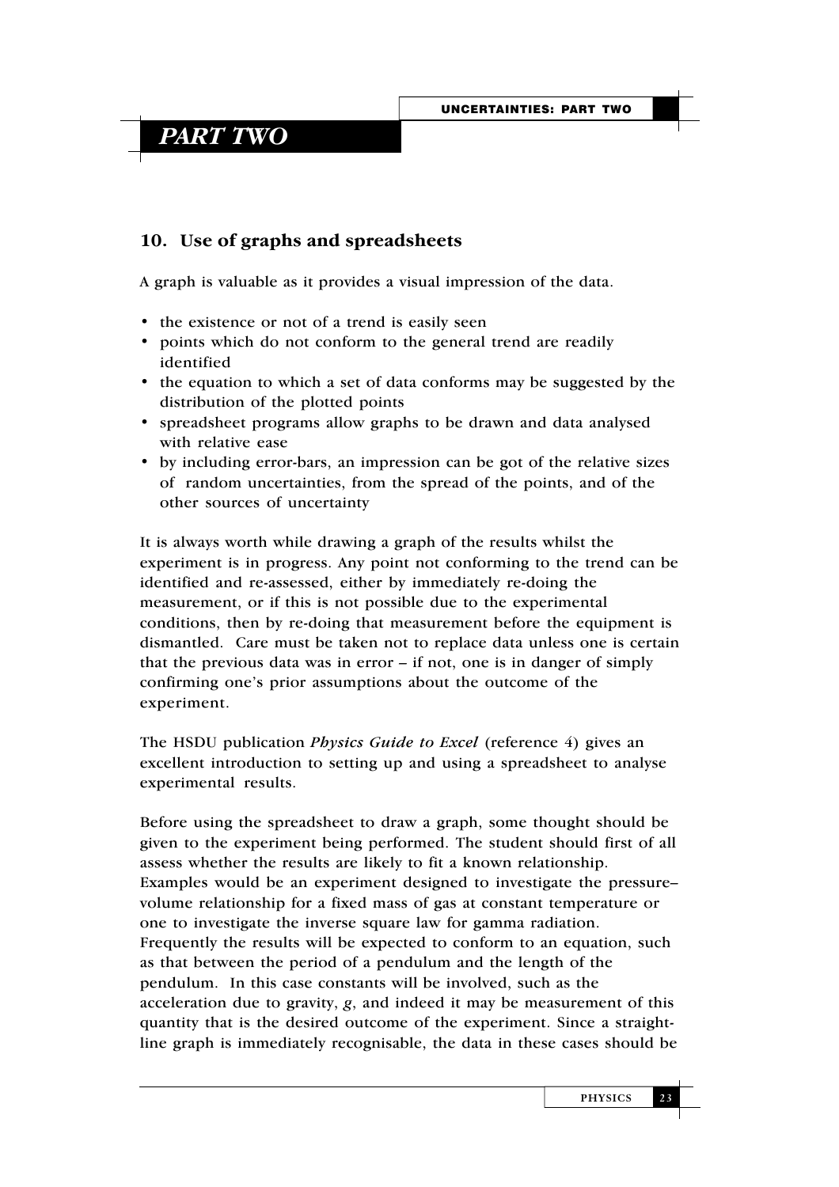# PART TWO

## 10. Use of graphs and spreadsheets

A graph is valuable as it provides a visual impression of the data.

- the existence or not of a trend is easily seen
- points which do not conform to the general trend are readily identified
- the equation to which a set of data conforms may be suggested by the distribution of the plotted points
- spreadsheet programs allow graphs to be drawn and data analysed with relative ease
- by including error-bars, an impression can be got of the relative sizes of random uncertainties, from the spread of the points, and of the other sources of uncertainty

It is always worth while drawing a graph of the results whilst the experiment is in progress. Any point not conforming to the trend can be identified and re-assessed, either by immediately re-doing the measurement, or if this is not possible due to the experimental conditions, then by re-doing that measurement before the equipment is dismantled. Care must be taken not to replace data unless one is certain that the previous data was in error – if not, one is in danger of simply confirming one's prior assumptions about the outcome of the experiment.

The HSDU publication *Physics Guide to Excel* (reference 4) gives an excellent introduction to setting up and using a spreadsheet to analyse experimental results.

Before using the spreadsheet to draw a graph, some thought should be given to the experiment being performed. The student should first of all assess whether the results are likely to fit a known relationship. Examples would be an experiment designed to investigate the pressure–volume relationship for a fixed mass of gas at constant temperature or one to investigate the inverse square law for gamma radiation. Frequently the results will be expected to conform to an equation, such as that between the period of a pendulum and the length of the pendulum. In this case constants will be involved, such as the acceleration due to gravity, $g$, and indeed it may be measurement of this quantity that is the desired outcome of the experiment. Since a straight-line graph is immediately recognisable, the data in these cases should be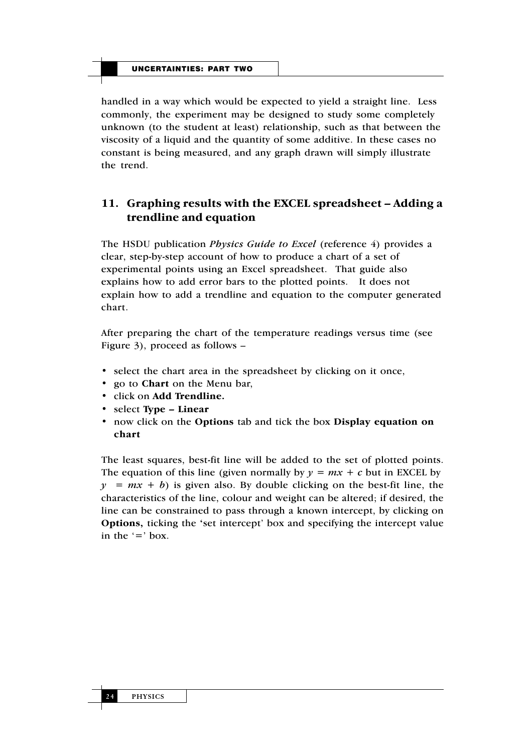handled in a way which would be expected to yield a straight line. Less commonly, the experiment may be designed to study some completely unknown (to the student at least) relationship, such as that between the viscosity of a liquid and the quantity of some additive. In these cases no constant is being measured, and any graph drawn will simply illustrate the trend.

## 11. Graphing results with the EXCEL spreadsheet – Adding a trendline and equation

The HSDU publication *Physics Guide to Excel* (reference 4) provides a clear, step-by-step account of how to produce a chart of a set of experimental points using an Excel spreadsheet. That guide also explains how to add error bars to the plotted points. It does not explain how to add a trendline and equation to the computer generated chart.

After preparing the chart of the temperature readings versus time (see Figure 3), proceed as follows –

- select the chart area in the spreadsheet by clicking on it once,
- go to **Chart** on the Menu bar,
- click on **Add Trendline.**
- select **Type – Linear**
- now click on the **Options** tab and tick the box **Display equation on chart**

The least squares, best-fit line will be added to the set of plotted points. The equation of this line (given normally by $y = mx + c$ but in EXCEL by $y = mx + b$) is given also. By double clicking on the best-fit line, the characteristics of the line, colour and weight can be altered; if desired, the line can be constrained to pass through a known intercept, by clicking on **Options,** ticking the 'set intercept' box and specifying the intercept value in the '=' box.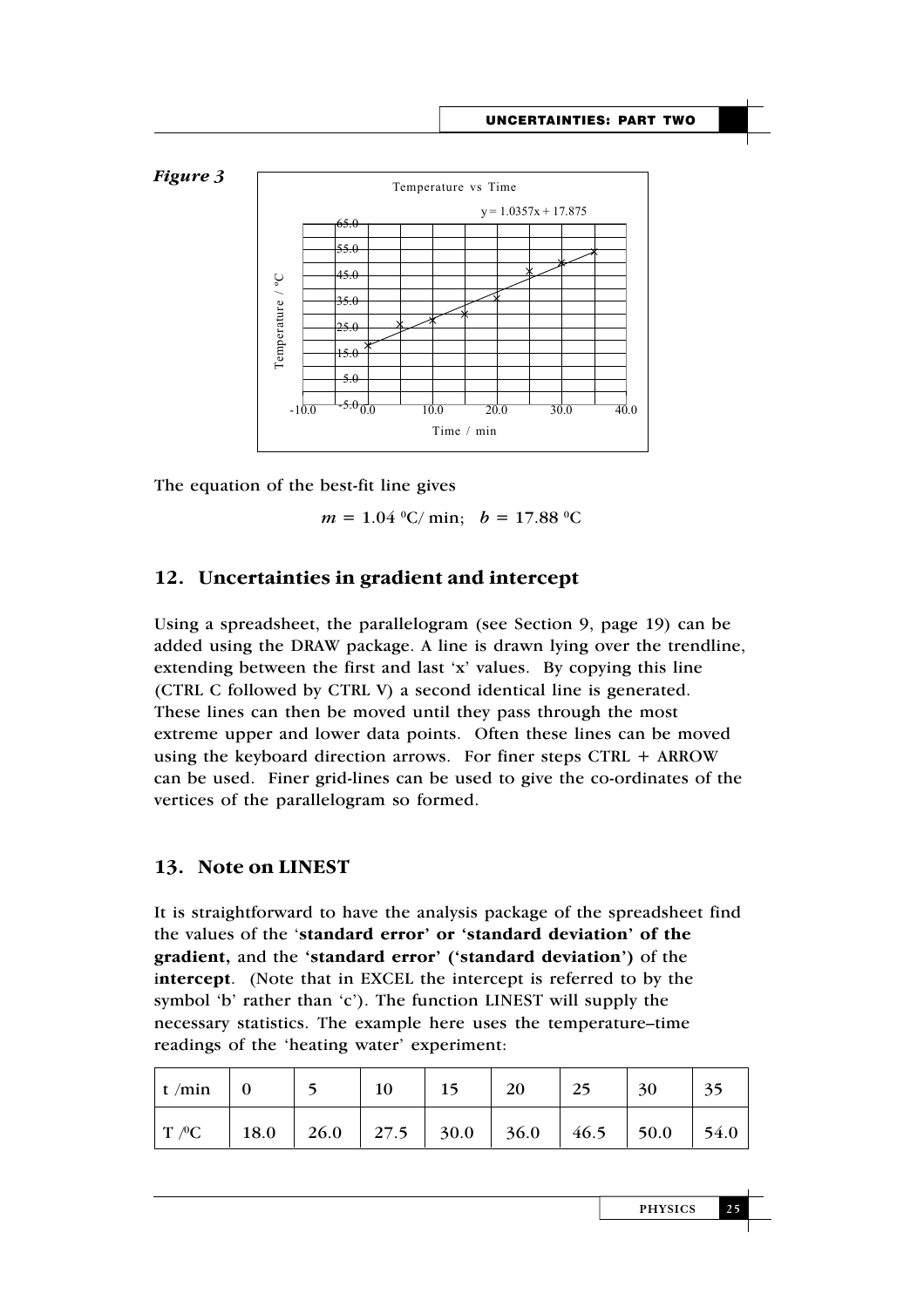*Figure 3*

The equation of the best-fit line gives

$$m = 1.04\ ^0\text{C/ min}; \quad b = 17.88\ ^0\text{C}$$

## 12. Uncertainties in gradient and intercept

Using a spreadsheet, the parallelogram (see Section 9, page 19) can be added using the DRAW package. A line is drawn lying over the trendline, extending between the first and last 'x' values. By copying this line (CTRL C followed by CTRL V) a second identical line is generated. These lines can then be moved until they pass through the most extreme upper and lower data points. Often these lines can be moved using the keyboard direction arrows. For finer steps CTRL + ARROW can be used. Finer grid-lines can be used to give the co-ordinates of the vertices of the parallelogram so formed.

## 13. Note on LINEST

It is straightforward to have the analysis package of the spreadsheet find the values of the '**standard error' or 'standard deviation' of the gradient,** and the **'standard error' ('standard deviation')** of the **intercept**. (Note that in EXCEL the intercept is referred to by the symbol 'b' rather than 'c'). The function LINEST will supply the necessary statistics. The example here uses the temperature–time readings of the 'heating water' experiment:

| t /min | 0 | 5 | 10 | 15 | 20 | 25 | 30 | 35 |
|---|---|---|---|---|---|---|---|---|
| T /$^0$C | 18.0 | 26.0 | 27.5 | 30.0 | 36.0 | 46.5 | 50.0 | 54.0 |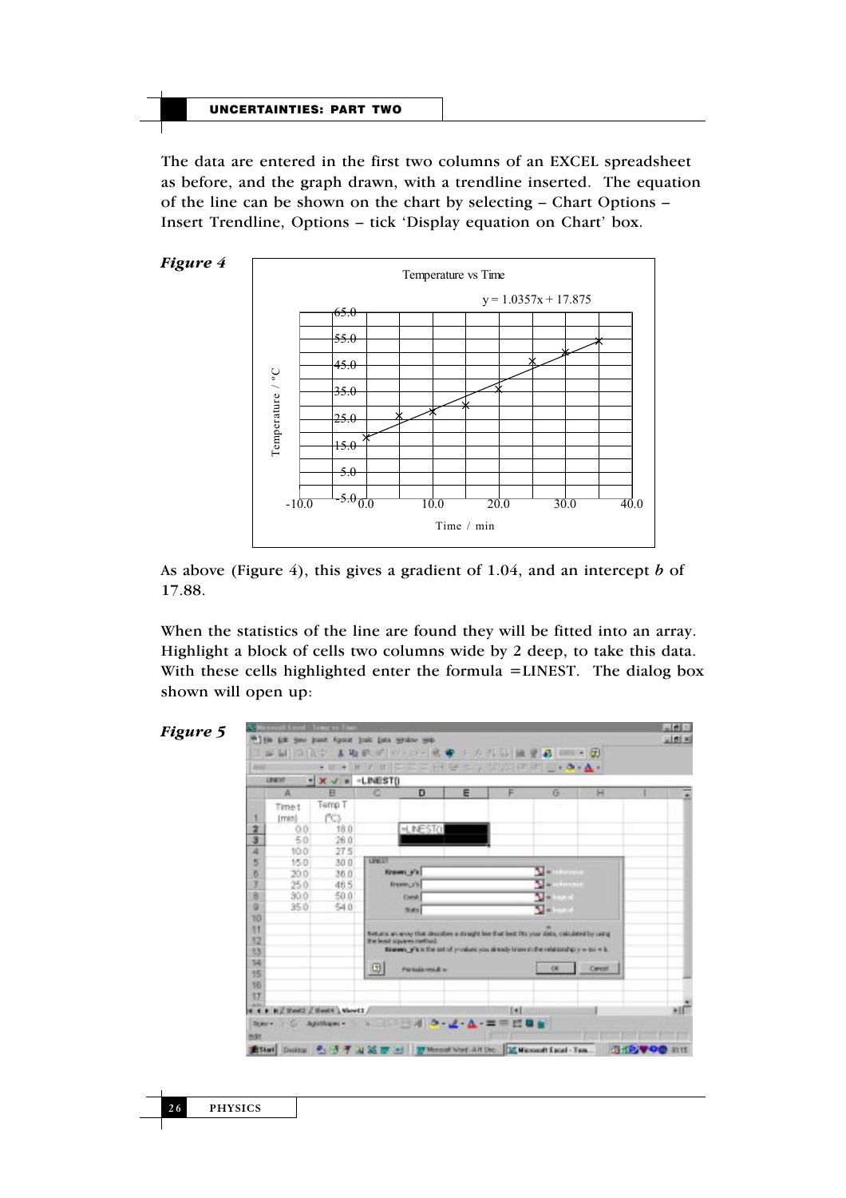The data are entered in the first two columns of an EXCEL spreadsheet as before, and the graph drawn, with a trendline inserted. The equation of the line can be shown on the chart by selecting – Chart Options – Insert Trendline, Options – tick 'Display equation on Chart' box.

***Figure 4***

As above (Figure 4), this gives a gradient of 1.04, and an intercept ***b*** of 17.88.

When the statistics of the line are found they will be fitted into an array. Highlight a block of cells two columns wide by 2 deep, to take this data. With these cells highlighted enter the formula =LINEST. The dialog box shown will open up:

***Figure 5***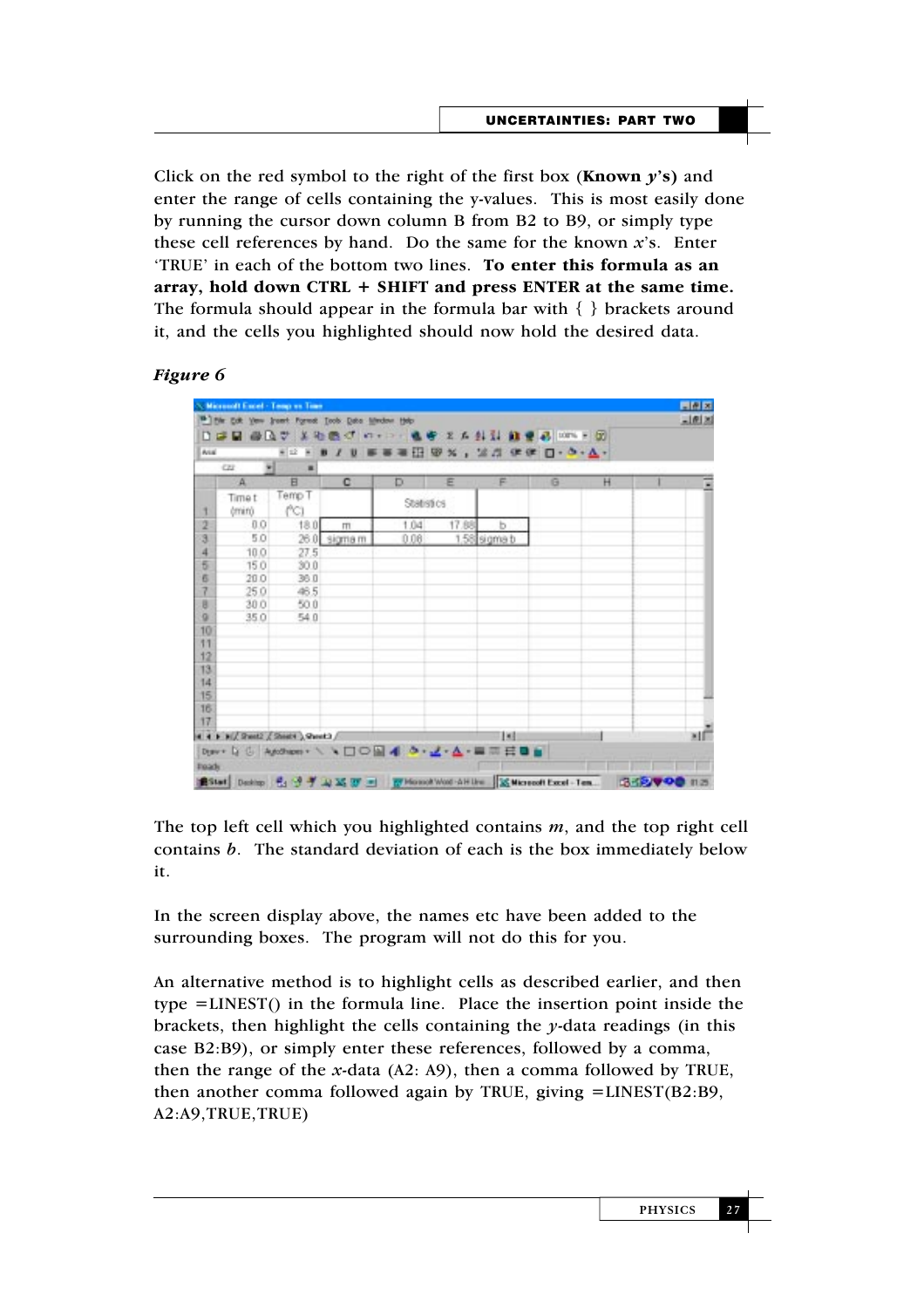Click on the red symbol to the right of the first box (**Known *y*'s)** and enter the range of cells containing the y-values. This is most easily done by running the cursor down column B from B2 to B9, or simply type these cell references by hand. Do the same for the known *x*'s. Enter 'TRUE' in each of the bottom two lines. **To enter this formula as an array, hold down CTRL + SHIFT and press ENTER at the same time.** The formula should appear in the formula bar with { } brackets around it, and the cells you highlighted should now hold the desired data.

***Figure 6***

|  | A | B | C | D | E | F |
|---|---|---|---|---|---|---|
| 1 | Time t (min) | Temp T (°C) |  | Statistics |  |  |
| 2 | 0.0 | 18.0 | m | 1.04 | 17.88 | b |
| 3 | 5.0 | 26.0 | sigma m | 0.08 | 1.58 | sigma b |
| 4 | 10.0 | 27.5 |  |  |  |  |
| 5 | 15.0 | 30.0 |  |  |  |  |
| 6 | 20.0 | 36.0 |  |  |  |  |
| 7 | 25.0 | 46.5 |  |  |  |  |
| 8 | 30.0 | 50.0 |  |  |  |  |
| 9 | 35.0 | 54.0 |  |  |  |  |

The top left cell which you highlighted contains $m$, and the top right cell contains $b$. The standard deviation of each is the box immediately below it.

In the screen display above, the names etc have been added to the surrounding boxes. The program will not do this for you.

An alternative method is to highlight cells as described earlier, and then type =LINEST() in the formula line. Place the insertion point inside the brackets, then highlight the cells containing the $y$-data readings (in this case B2:B9), or simply enter these references, followed by a comma, then the range of the $x$-data (A2: A9), then a comma followed by TRUE, then another comma followed again by TRUE, giving =LINEST(B2:B9, A2:A9,TRUE,TRUE)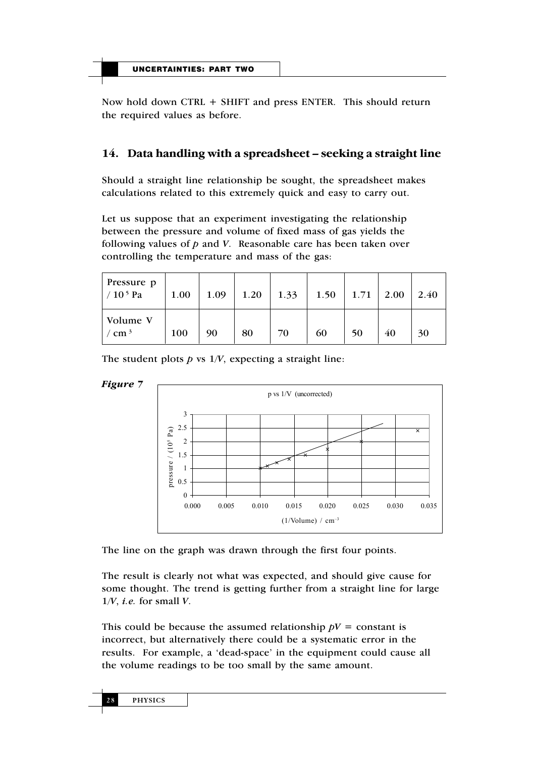Now hold down CTRL + SHIFT and press ENTER. This should return the required values as before.

## 14. Data handling with a spreadsheet – seeking a straight line

Should a straight line relationship be sought, the spreadsheet makes calculations related to this extremely quick and easy to carry out.

Let us suppose that an experiment investigating the relationship between the pressure and volume of fixed mass of gas yields the following values of $p$ and $V$. Reasonable care has been taken over controlling the temperature and mass of the gas:

| Pressure p / $10^5$ Pa | 1.00 | 1.09 | 1.20 | 1.33 | 1.50 | 1.71 | 2.00 | 2.40 |
|---|---|---|---|---|---|---|---|---|
| Volume V / $cm^3$ | 100 | 90 | 80 | 70 | 60 | 50 | 40 | 30 |

The student plots $p$ vs $1/V$, expecting a straight line:

*Figure 7*

The line on the graph was drawn through the first four points.

The result is clearly not what was expected, and should give cause for some thought. The trend is getting further from a straight line for large $1/V$, *i.e.* for small $V$.

This could be because the assumed relationship $pV$ = constant is incorrect, but alternatively there could be a systematic error in the results. For example, a 'dead-space' in the equipment could cause all the volume readings to be too small by the same amount.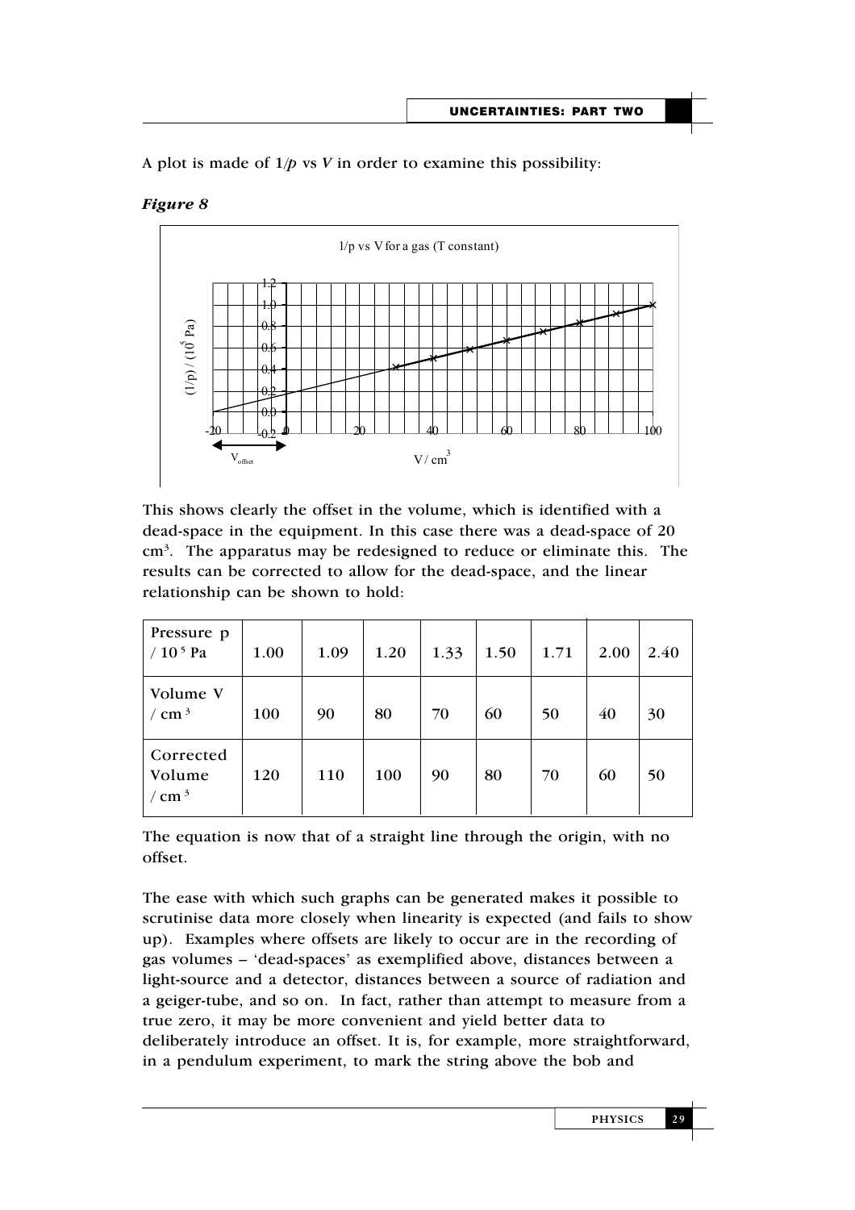A plot is made of $1/p$ vs $V$ in order to examine this possibility:

***Figure 8***

This shows clearly the offset in the volume, which is identified with a dead-space in the equipment. In this case there was a dead-space of 20 $cm^3$. The apparatus may be redesigned to reduce or eliminate this. The results can be corrected to allow for the dead-space, and the linear relationship can be shown to hold:

| Pressure p / $10^5$ Pa | 1.00 | 1.09 | 1.20 | 1.33 | 1.50 | 1.71 | 2.00 | 2.40 |
|---|---|---|---|---|---|---|---|---|
| Volume V / $cm^3$ | 100 | 90 | 80 | 70 | 60 | 50 | 40 | 30 |
| Corrected Volume / $cm^3$ | 120 | 110 | 100 | 90 | 80 | 70 | 60 | 50 |

The equation is now that of a straight line through the origin, with no offset.

The ease with which such graphs can be generated makes it possible to scrutinise data more closely when linearity is expected (and fails to show up). Examples where offsets are likely to occur are in the recording of gas volumes – 'dead-spaces' as exemplified above, distances between a light-source and a detector, distances between a source of radiation and a geiger-tube, and so on. In fact, rather than attempt to measure from a true zero, it may be more convenient and yield better data to deliberately introduce an offset. It is, for example, more straightforward, in a pendulum experiment, to mark the string above the bob and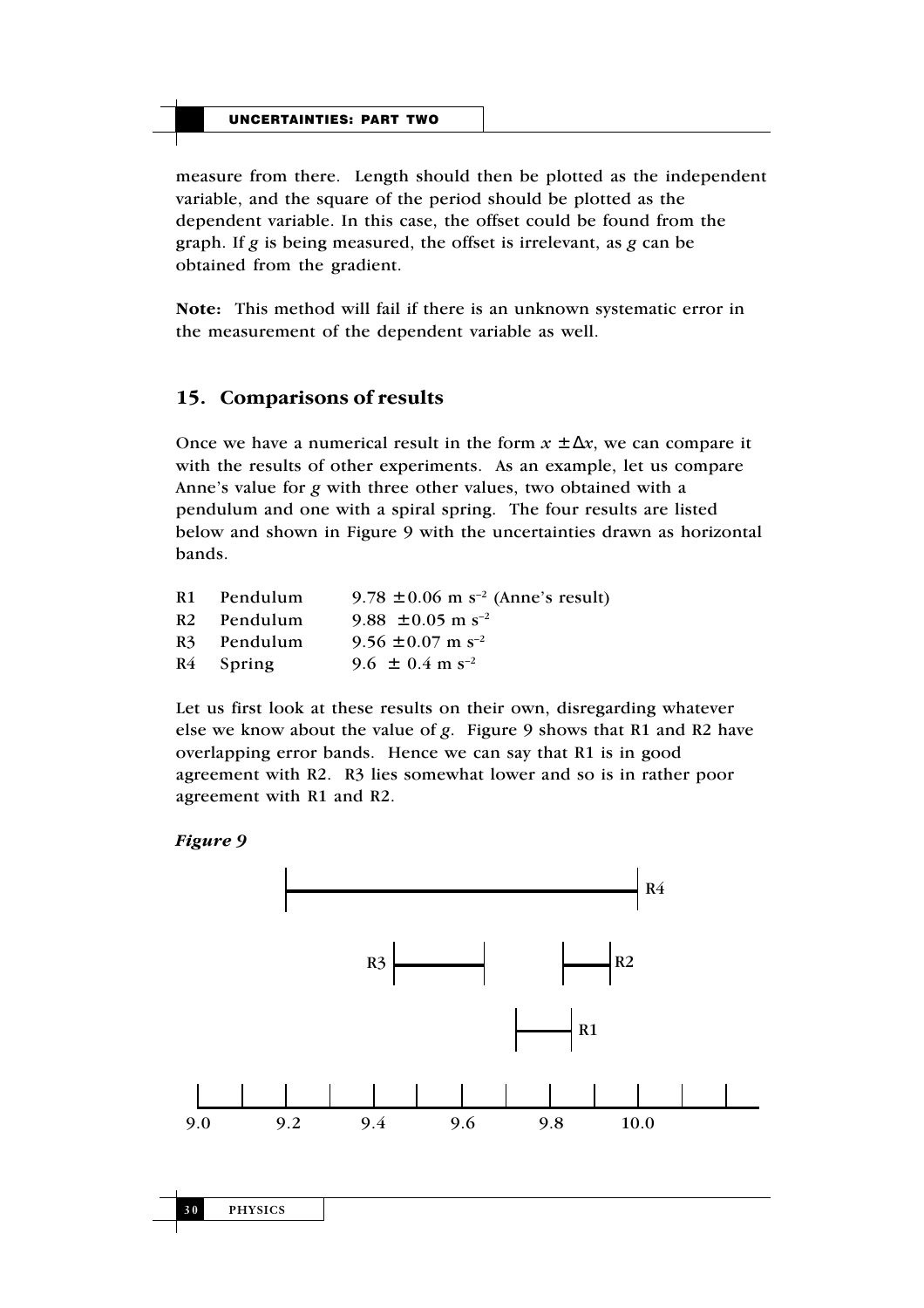measure from there. Length should then be plotted as the independent variable, and the square of the period should be plotted as the dependent variable. In this case, the offset could be found from the graph. If $g$ is being measured, the offset is irrelevant, as $g$ can be obtained from the gradient.

**Note:** This method will fail if there is an unknown systematic error in the measurement of the dependent variable as well.

## 15. Comparisons of results

Once we have a numerical result in the form $x \pm \Delta x$, we can compare it with the results of other experiments. As an example, let us compare Anne's value for $g$ with three other values, two obtained with a pendulum and one with a spiral spring. The four results are listed below and shown in Figure 9 with the uncertainties drawn as horizontal bands.

| | | |
|---|---|---|
| R1 | Pendulum | $9.78 \pm 0.06$ m s$^{-2}$ (Anne's result) |
| R2 | Pendulum | $9.88 \pm 0.05$ m s$^{-2}$ |
| R3 | Pendulum | $9.56 \pm 0.07$ m s$^{-2}$ |
| R4 | Spring | $9.6 \pm 0.4$ m s$^{-2}$ |

Let us first look at these results on their own, disregarding whatever else we know about the value of $g$. Figure 9 shows that R1 and R2 have overlapping error bands. Hence we can say that R1 is in good agreement with R2. R3 lies somewhat lower and so is in rather poor agreement with R1 and R2.

*Figure 9*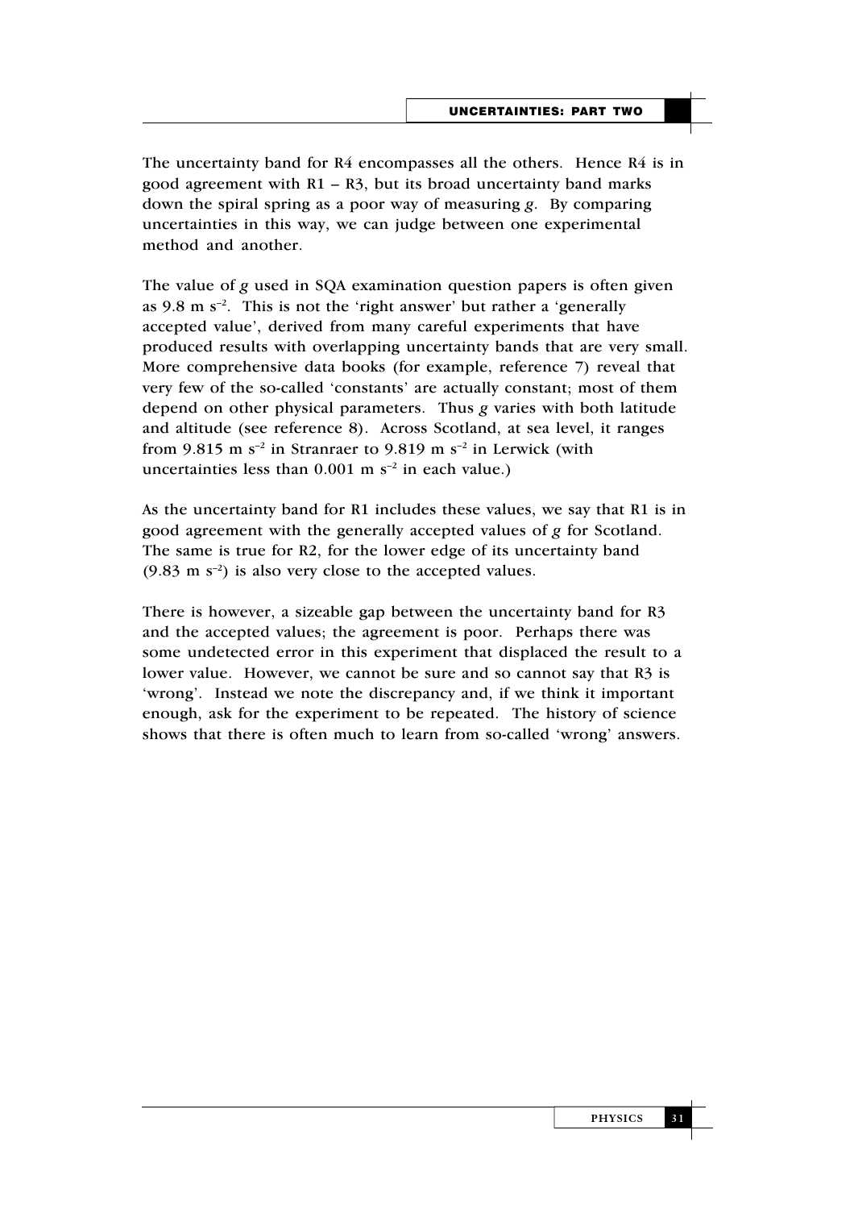The uncertainty band for R4 encompasses all the others. Hence R4 is in good agreement with R1 – R3, but its broad uncertainty band marks down the spiral spring as a poor way of measuring *g*. By comparing uncertainties in this way, we can judge between one experimental method and another.

The value of *g* used in SQA examination question papers is often given as 9.8 m $s^{-2}$. This is not the 'right answer' but rather a 'generally accepted value', derived from many careful experiments that have produced results with overlapping uncertainty bands that are very small. More comprehensive data books (for example, reference 7) reveal that very few of the so-called 'constants' are actually constant; most of them depend on other physical parameters. Thus *g* varies with both latitude and altitude (see reference 8). Across Scotland, at sea level, it ranges from 9.815 m $s^{-2}$ in Stranraer to 9.819 m $s^{-2}$ in Lerwick (with uncertainties less than 0.001 m $s^{-2}$ in each value.)

As the uncertainty band for R1 includes these values, we say that R1 is in good agreement with the generally accepted values of *g* for Scotland. The same is true for R2, for the lower edge of its uncertainty band (9.83 m $s^{-2}$) is also very close to the accepted values.

There is however, a sizeable gap between the uncertainty band for R3 and the accepted values; the agreement is poor. Perhaps there was some undetected error in this experiment that displaced the result to a lower value. However, we cannot be sure and so cannot say that R3 is 'wrong'. Instead we note the discrepancy and, if we think it important enough, ask for the experiment to be repeated. The history of science shows that there is often much to learn from so-called 'wrong' answers.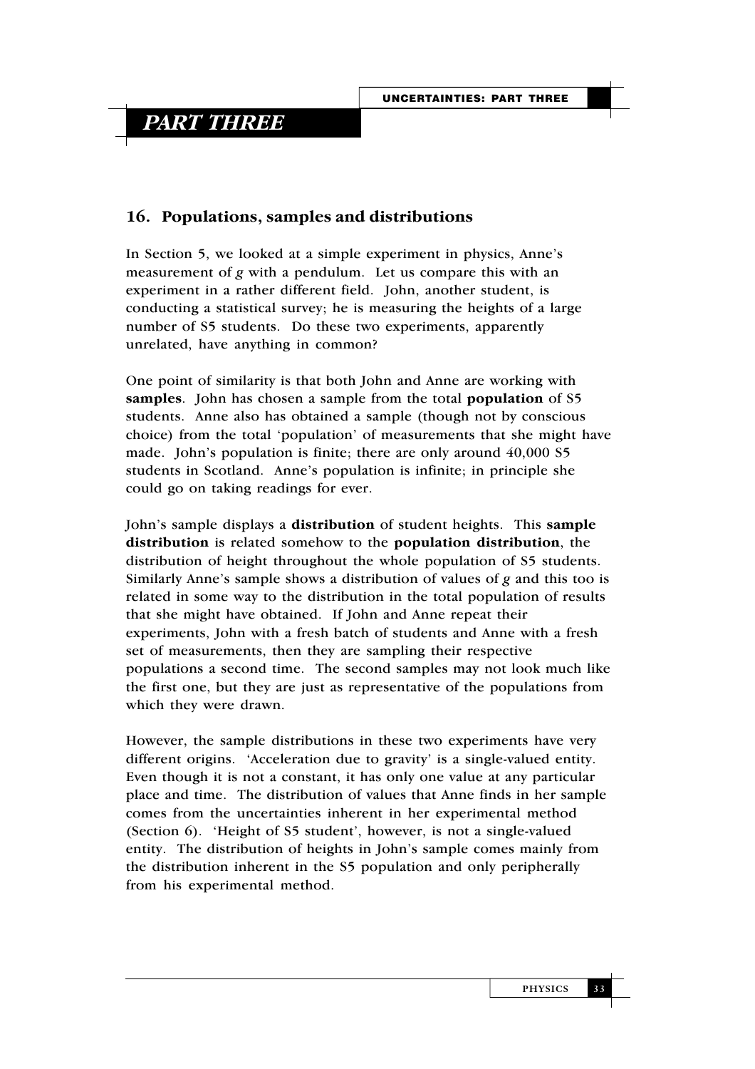# *PART THREE*

## 16. Populations, samples and distributions

In Section 5, we looked at a simple experiment in physics, Anne's measurement of *g* with a pendulum. Let us compare this with an experiment in a rather different field. John, another student, is conducting a statistical survey; he is measuring the heights of a large number of S5 students. Do these two experiments, apparently unrelated, have anything in common?

One point of similarity is that both John and Anne are working with **samples**. John has chosen a sample from the total **population** of S5 students. Anne also has obtained a sample (though not by conscious choice) from the total 'population' of measurements that she might have made. John's population is finite; there are only around 40,000 S5 students in Scotland. Anne's population is infinite; in principle she could go on taking readings for ever.

John's sample displays a **distribution** of student heights. This **sample distribution** is related somehow to the **population distribution**, the distribution of height throughout the whole population of S5 students. Similarly Anne's sample shows a distribution of values of *g* and this too is related in some way to the distribution in the total population of results that she might have obtained. If John and Anne repeat their experiments, John with a fresh batch of students and Anne with a fresh set of measurements, then they are sampling their respective populations a second time. The second samples may not look much like the first one, but they are just as representative of the populations from which they were drawn.

However, the sample distributions in these two experiments have very different origins. 'Acceleration due to gravity' is a single-valued entity. Even though it is not a constant, it has only one value at any particular place and time. The distribution of values that Anne finds in her sample comes from the uncertainties inherent in her experimental method (Section 6). 'Height of S5 student', however, is not a single-valued entity. The distribution of heights in John's sample comes mainly from the distribution inherent in the S5 population and only peripherally from his experimental method.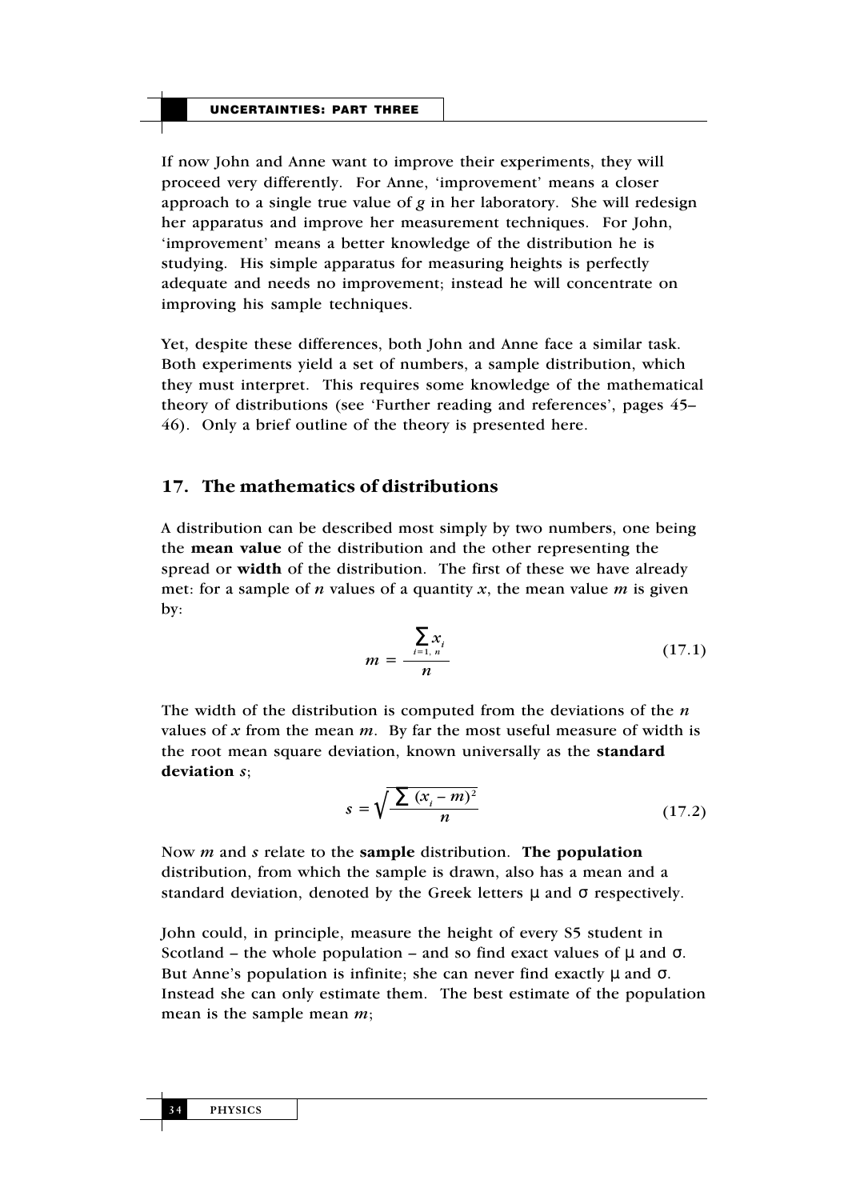If now John and Anne want to improve their experiments, they will proceed very differently. For Anne, 'improvement' means a closer approach to a single true value of $g$ in her laboratory. She will redesign her apparatus and improve her measurement techniques. For John, 'improvement' means a better knowledge of the distribution he is studying. His simple apparatus for measuring heights is perfectly adequate and needs no improvement; instead he will concentrate on improving his sample techniques.

Yet, despite these differences, both John and Anne face a similar task. Both experiments yield a set of numbers, a sample distribution, which they must interpret. This requires some knowledge of the mathematical theory of distributions (see 'Further reading and references', pages 45–46). Only a brief outline of the theory is presented here.

## 17. The mathematics of distributions

A distribution can be described most simply by two numbers, one being the **mean value** of the distribution and the other representing the spread or **width** of the distribution. The first of these we have already met: for a sample of $n$ values of a quantity $x$, the mean value $m$ is given by:

$$m = \frac{\sum_{i=1,\,n} x_i}{n} \tag{17.1}$$

The width of the distribution is computed from the deviations of the $n$ values of $x$ from the mean $m$. By far the most useful measure of width is the root mean square deviation, known universally as the **standard deviation** $s$;

$$s = \sqrt{\frac{\sum (x_i - m)^2}{n}} \tag{17.2}$$

Now $m$ and $s$ relate to the **sample** distribution. **The population** distribution, from which the sample is drawn, also has a mean and a standard deviation, denoted by the Greek letters $\mu$ and $\sigma$ respectively.

John could, in principle, measure the height of every S5 student in Scotland – the whole population – and so find exact values of $\mu$ and $\sigma$. But Anne's population is infinite; she can never find exactly $\mu$ and $\sigma$. Instead she can only estimate them. The best estimate of the population mean is the sample mean $m$;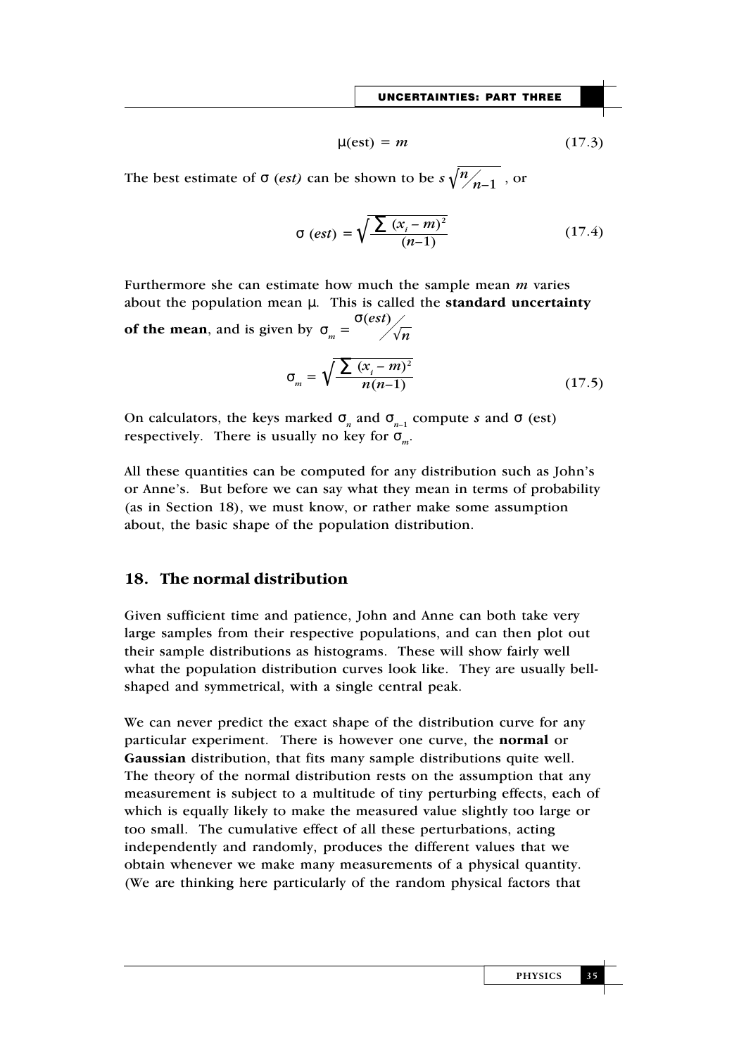$$\mu(\text{est}) = m \tag{17.3}$$

The best estimate of σ *(est)* can be shown to be $s\sqrt{n/_{n-1}}$ , or

$$\sigma\,(est) = \sqrt{\frac{\sum (x_i - m)^2}{(n-1)}} \tag{17.4}$$

Furthermore she can estimate how much the sample mean *m* varies about the population mean μ. This is called the **standard uncertainty of the mean**, and is given by $\sigma_m = \sigma(est)/\sqrt{n}$

$$\sigma_m = \sqrt{\frac{\sum (x_i - m)^2}{n(n-1)}} \tag{17.5}$$

On calculators, the keys marked $\sigma_n$ and $\sigma_{n-1}$ compute *s* and σ (est) respectively. There is usually no key for $\sigma_m$.

All these quantities can be computed for any distribution such as John's or Anne's. But before we can say what they mean in terms of probability (as in Section 18), we must know, or rather make some assumption about, the basic shape of the population distribution.

## 18. The normal distribution

Given sufficient time and patience, John and Anne can both take very large samples from their respective populations, and can then plot out their sample distributions as histograms. These will show fairly well what the population distribution curves look like. They are usually bell-shaped and symmetrical, with a single central peak.

We can never predict the exact shape of the distribution curve for any particular experiment. There is however one curve, the **normal** or **Gaussian** distribution, that fits many sample distributions quite well. The theory of the normal distribution rests on the assumption that any measurement is subject to a multitude of tiny perturbing effects, each of which is equally likely to make the measured value slightly too large or too small. The cumulative effect of all these perturbations, acting independently and randomly, produces the different values that we obtain whenever we make many measurements of a physical quantity. (We are thinking here particularly of the random physical factors that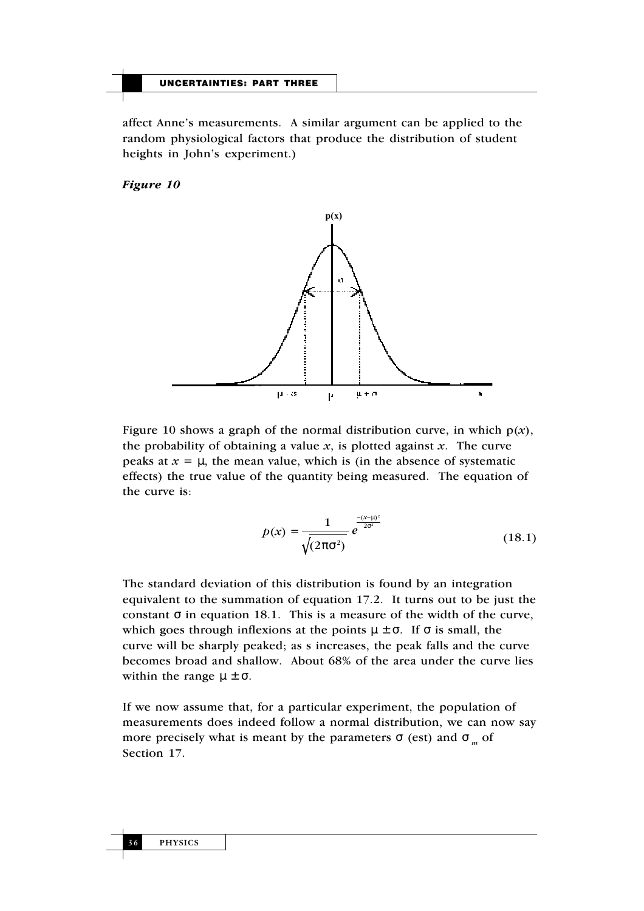affect Anne's measurements. A similar argument can be applied to the random physiological factors that produce the distribution of student heights in John's experiment.)

***Figure 10***

Figure 10 shows a graph of the normal distribution curve, in which $p(x)$, the probability of obtaining a value $x$, is plotted against $x$. The curve peaks at $x = \mu$, the mean value, which is (in the absence of systematic effects) the true value of the quantity being measured. The equation of the curve is:

$$p(x) = \frac{1}{\sqrt{(2\pi\sigma^2)}} e^{\frac{-(x-\mu)^2}{2\sigma^2}} \tag{18.1}$$

The standard deviation of this distribution is found by an integration equivalent to the summation of equation 17.2. It turns out to be just the constant $\sigma$ in equation 18.1. This is a measure of the width of the curve, which goes through inflexions at the points $\mu \pm \sigma$. If $\sigma$ is small, the curve will be sharply peaked; as s increases, the peak falls and the curve becomes broad and shallow. About 68% of the area under the curve lies within the range $\mu \pm \sigma$.

If we now assume that, for a particular experiment, the population of measurements does indeed follow a normal distribution, we can now say more precisely what is meant by the parameters $\sigma$ (est) and $\sigma_m$ of Section 17.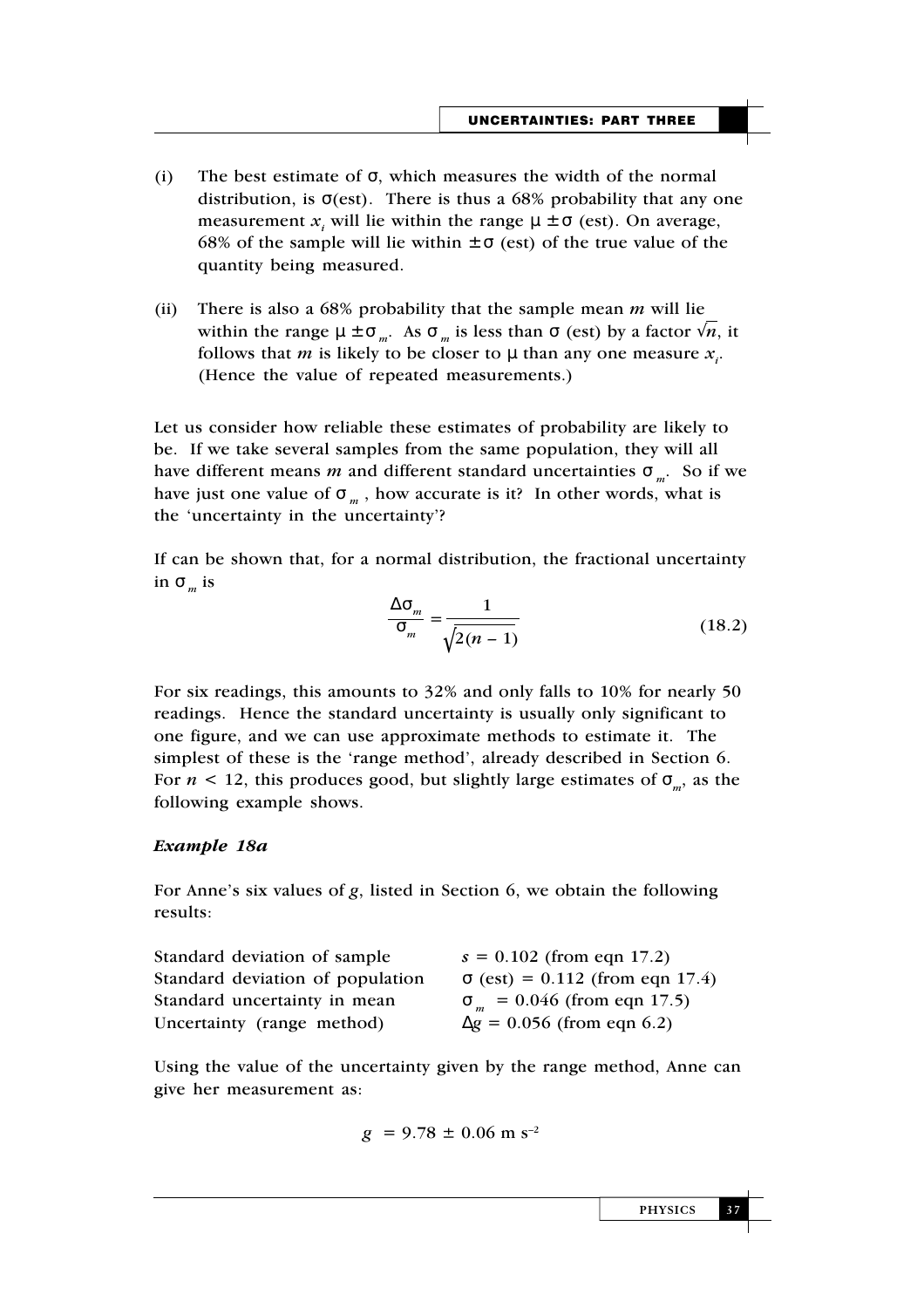(i) The best estimate of $\sigma$, which measures the width of the normal distribution, is $\sigma$(est). There is thus a 68% probability that any one measurement $x_i$ will lie within the range $\mu \pm \sigma$ (est). On average, 68% of the sample will lie within $\pm\sigma$ (est) of the true value of the quantity being measured.

(ii) There is also a 68% probability that the sample mean $m$ will lie within the range $\mu \pm \sigma_m$. As $\sigma_m$ is less than $\sigma$ (est) by a factor $\sqrt{n}$, it follows that $m$ is likely to be closer to $\mu$ than any one measure $x_i$. (Hence the value of repeated measurements.)

Let us consider how reliable these estimates of probability are likely to be. If we take several samples from the same population, they will all have different means $m$ and different standard uncertainties $\sigma_m$. So if we have just one value of $\sigma_m$, how accurate is it? In other words, what is the 'uncertainty in the uncertainty'?

If can be shown that, for a normal distribution, the fractional uncertainty in $\sigma_m$ is

$$\frac{\Delta\sigma_m}{\sigma_m} = \frac{1}{\sqrt{2(n-1)}} \qquad (18.2)$$

For six readings, this amounts to 32% and only falls to 10% for nearly 50 readings. Hence the standard uncertainty is usually only significant to one figure, and we can use approximate methods to estimate it. The simplest of these is the 'range method', already described in Section 6. For $n < 12$, this produces good, but slightly large estimates of $\sigma_m$, as the following example shows.

***Example 18a***

For Anne's six values of $g$, listed in Section 6, we obtain the following results:

| | |
|---|---|
| Standard deviation of sample | $s = 0.102$ (from eqn 17.2) |
| Standard deviation of population | $\sigma$ (est) $= 0.112$ (from eqn 17.4) |
| Standard uncertainty in mean | $\sigma_m = 0.046$ (from eqn 17.5) |
| Uncertainty (range method) | $\Delta g = 0.056$ (from eqn 6.2) |

Using the value of the uncertainty given by the range method, Anne can give her measurement as:

$$g = 9.78 \pm 0.06 \text{ m s}^{-2}$$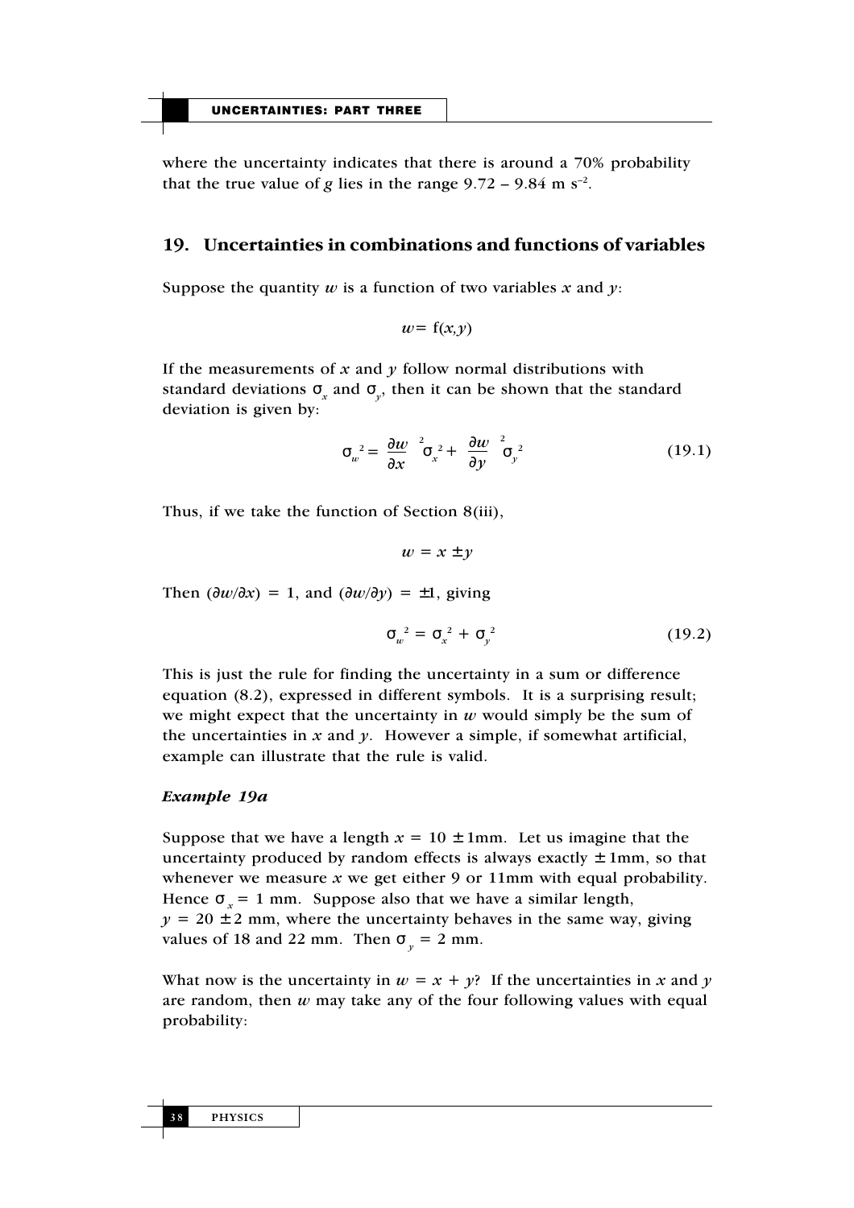where the uncertainty indicates that there is around a 70% probability that the true value of $g$ lies in the range 9.72 – 9.84 m s$^{-2}$.

## 19. Uncertainties in combinations and functions of variables

Suppose the quantity $w$ is a function of two variables $x$ and $y$:

$$w = f(x,y)$$

If the measurements of $x$ and $y$ follow normal distributions with standard deviations $\sigma_x$ and $\sigma_y$, then it can be shown that the standard deviation is given by:

$$\sigma_w^2 = \left(\frac{\partial w}{\partial x}\right)^2 \sigma_x^2 + \left(\frac{\partial w}{\partial y}\right)^2 \sigma_y^2 \qquad (19.1)$$

Thus, if we take the function of Section 8(iii),

$$w = x \pm y$$

Then $(\partial w/\partial x) = 1$, and $(\partial w/\partial y) = \pm 1$, giving

$$\sigma_w^2 = \sigma_x^2 + \sigma_y^2 \qquad (19.2)$$

This is just the rule for finding the uncertainty in a sum or difference equation (8.2), expressed in different symbols. It is a surprising result; we might expect that the uncertainty in $w$ would simply be the sum of the uncertainties in $x$ and $y$. However a simple, if somewhat artificial, example can illustrate that the rule is valid.

### *Example 19a*

Suppose that we have a length $x = 10 \pm 1$mm. Let us imagine that the uncertainty produced by random effects is always exactly $\pm 1$mm, so that whenever we measure $x$ we get either 9 or 11mm with equal probability. Hence $\sigma_x = 1$ mm. Suppose also that we have a similar length, $y = 20 \pm 2$ mm, where the uncertainty behaves in the same way, giving values of 18 and 22 mm. Then $\sigma_y = 2$ mm.

What now is the uncertainty in $w = x + y$? If the uncertainties in $x$ and $y$ are random, then $w$ may take any of the four following values with equal probability: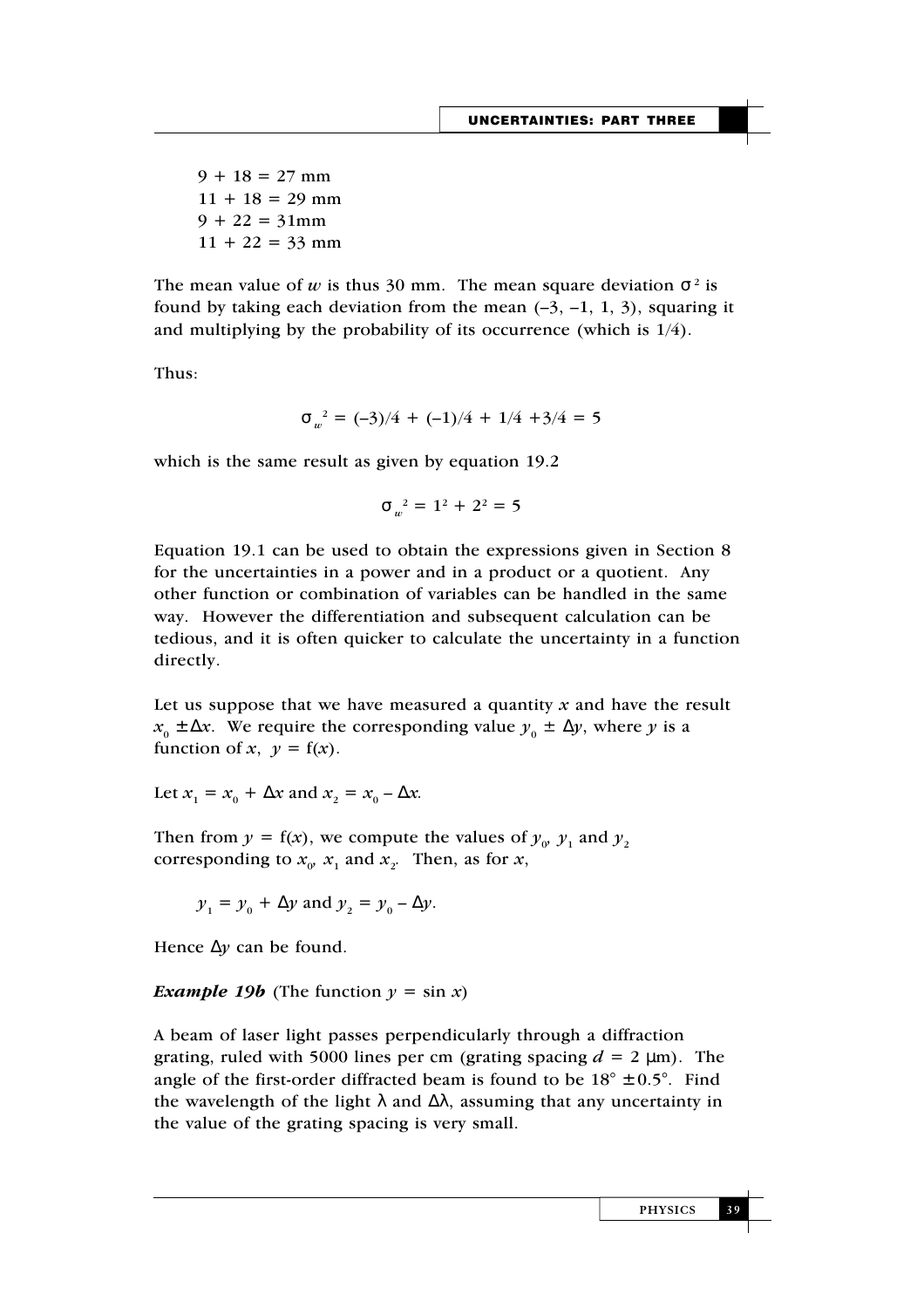$9 + 18 = 27$ mm
$11 + 18 = 29$ mm
$9 + 22 = 31$mm
$11 + 22 = 33$ mm

The mean value of $w$ is thus 30 mm. The mean square deviation $\sigma^2$ is found by taking each deviation from the mean (–3, –1, 1, 3), squaring it and multiplying by the probability of its occurrence (which is 1/4).

Thus:

$$\sigma_w^{\ 2} = (-3)/4 + (-1)/4 + 1/4 + 3/4 = 5$$

which is the same result as given by equation 19.2

$$\sigma_w^{\ 2} = 1^2 + 2^2 = 5$$

Equation 19.1 can be used to obtain the expressions given in Section 8 for the uncertainties in a power and in a product or a quotient. Any other function or combination of variables can be handled in the same way. However the differentiation and subsequent calculation can be tedious, and it is often quicker to calculate the uncertainty in a function directly.

Let us suppose that we have measured a quantity $x$ and have the result $x_0 \pm \Delta x$. We require the corresponding value $y_0 \pm \Delta y$, where $y$ is a function of $x$, $y = \mathrm{f}(x)$.

Let $x_1 = x_0 + \Delta x$ and $x_2 = x_0 - \Delta x$.

Then from $y = \mathrm{f}(x)$, we compute the values of $y_0$, $y_1$ and $y_2$ corresponding to $x_0$, $x_1$ and $x_2$. Then, as for $x$,

$y_1 = y_0 + \Delta y$ and $y_2 = y_0 - \Delta y$.

Hence $\Delta y$ can be found.

***Example 19b*** (The function $y = \sin x$)

A beam of laser light passes perpendicularly through a diffraction grating, ruled with 5000 lines per cm (grating spacing $d = 2$ μm). The angle of the first-order diffracted beam is found to be $18° \pm 0.5°$. Find the wavelength of the light $\lambda$ and $\Delta\lambda$, assuming that any uncertainty in the value of the grating spacing is very small.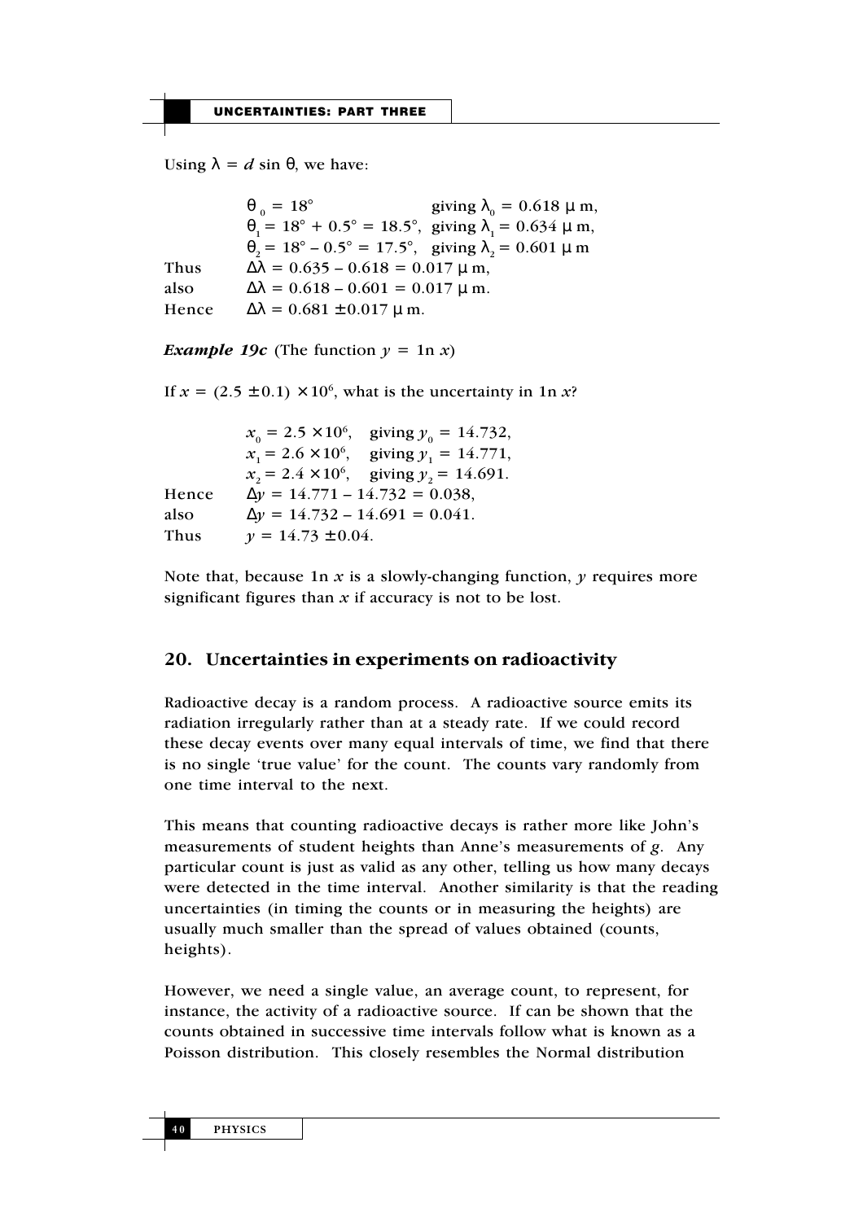Using $\lambda = d \sin \theta$, we have:

$$\theta_0 = 18^\circ \quad \text{giving } \lambda_0 = 0.618\ \mu\text{m},$$
$$\theta_1 = 18^\circ + 0.5^\circ = 18.5^\circ, \quad \text{giving } \lambda_1 = 0.634\ \mu\text{m},$$
$$\theta_2 = 18^\circ - 0.5^\circ = 17.5^\circ, \quad \text{giving } \lambda_2 = 0.601\ \mu\text{m}$$

Thus $\Delta\lambda = 0.635 - 0.618 = 0.017\ \mu\text{m}$,

also $\Delta\lambda = 0.618 - 0.601 = 0.017\ \mu\text{m}$.

Hence $\Delta\lambda = 0.681 \pm 0.017\ \mu\text{m}$.

***Example 19c*** (The function $y = 1\text{n}\ x$)

If $x = (2.5 \pm 0.1) \times 10^6$, what is the uncertainty in $1\text{n}\ x$?

$$x_0 = 2.5 \times 10^6, \quad \text{giving } y_0 = 14.732,$$
$$x_1 = 2.6 \times 10^6, \quad \text{giving } y_1 = 14.771,$$
$$x_2 = 2.4 \times 10^6, \quad \text{giving } y_2 = 14.691.$$

Hence $\Delta y = 14.771 - 14.732 = 0.038$,

also $\Delta y = 14.732 - 14.691 = 0.041$.

Thus $y = 14.73 \pm 0.04$.

Note that, because $1\text{n}\ x$ is a slowly-changing function, $y$ requires more significant figures than $x$ if accuracy is not to be lost.

## 20. Uncertainties in experiments on radioactivity

Radioactive decay is a random process. A radioactive source emits its radiation irregularly rather than at a steady rate. If we could record these decay events over many equal intervals of time, we find that there is no single 'true value' for the count. The counts vary randomly from one time interval to the next.

This means that counting radioactive decays is rather more like John's measurements of student heights than Anne's measurements of $g$. Any particular count is just as valid as any other, telling us how many decays were detected in the time interval. Another similarity is that the reading uncertainties (in timing the counts or in measuring the heights) are usually much smaller than the spread of values obtained (counts, heights).

However, we need a single value, an average count, to represent, for instance, the activity of a radioactive source. If can be shown that the counts obtained in successive time intervals follow what is known as a Poisson distribution. This closely resembles the Normal distribution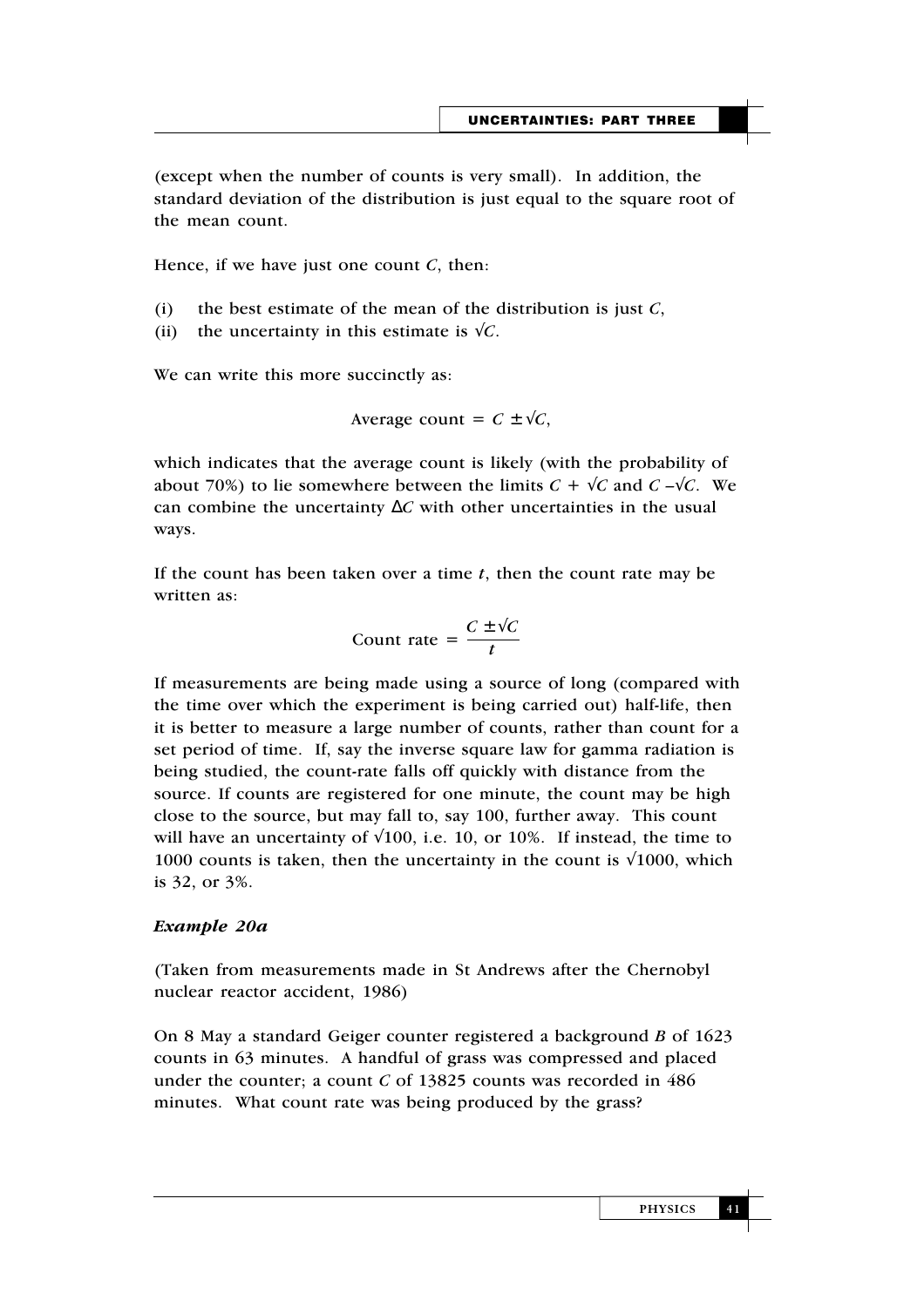(except when the number of counts is very small). In addition, the standard deviation of the distribution is just equal to the square root of the mean count.

Hence, if we have just one count $C$, then:

(i) the best estimate of the mean of the distribution is just $C$,
(ii) the uncertainty in this estimate is $\sqrt{C}$.

We can write this more succinctly as:

$$\text{Average count} = C \pm \sqrt{C},$$

which indicates that the average count is likely (with the probability of about 70%) to lie somewhere between the limits $C + \sqrt{C}$ and $C - \sqrt{C}$. We can combine the uncertainty $\Delta C$ with other uncertainties in the usual ways.

If the count has been taken over a time $t$, then the count rate may be written as:

$$\text{Count rate} = \frac{C \pm \sqrt{C}}{t}$$

If measurements are being made using a source of long (compared with the time over which the experiment is being carried out) half-life, then it is better to measure a large number of counts, rather than count for a set period of time. If, say the inverse square law for gamma radiation is being studied, the count-rate falls off quickly with distance from the source. If counts are registered for one minute, the count may be high close to the source, but may fall to, say 100, further away. This count will have an uncertainty of $\sqrt{100}$, i.e. 10, or 10%. If instead, the time to 1000 counts is taken, then the uncertainty in the count is $\sqrt{1000}$, which is 32, or 3%.

### *Example 20a*

(Taken from measurements made in St Andrews after the Chernobyl nuclear reactor accident, 1986)

On 8 May a standard Geiger counter registered a background $B$ of 1623 counts in 63 minutes. A handful of grass was compressed and placed under the counter; a count $C$ of 13825 counts was recorded in 486 minutes. What count rate was being produced by the grass?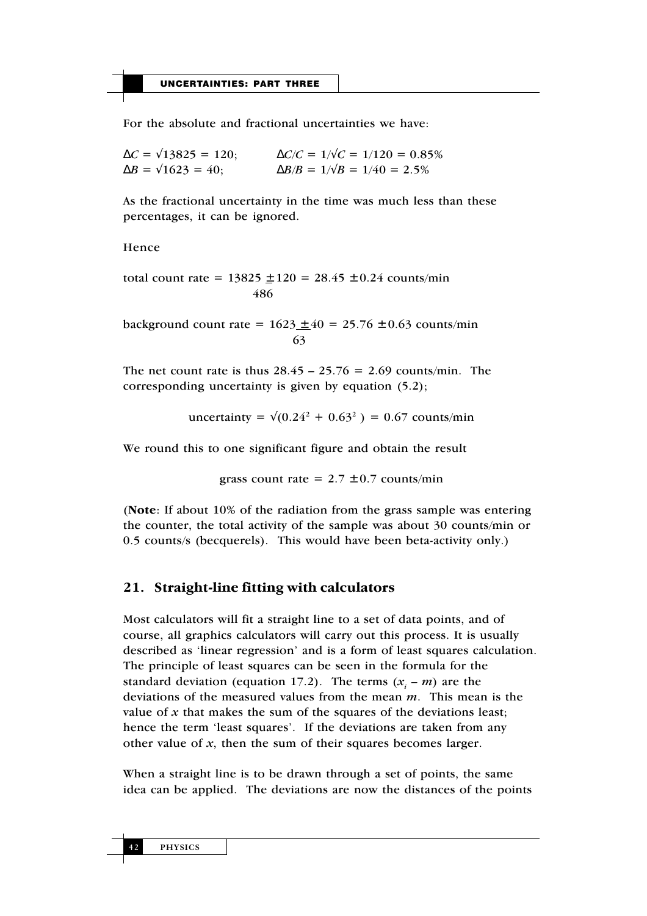For the absolute and fractional uncertainties we have:

$\Delta C = \sqrt{13825} = 120$; $\Delta C/C = 1/\sqrt{C} = 1/120 = 0.85\%$
$\Delta B = \sqrt{1623} = 40$; $\Delta B/B = 1/\sqrt{B} = 1/40 = 2.5\%$

As the fractional uncertainty in the time was much less than these percentages, it can be ignored.

Hence

$$\text{total count rate} = \frac{13825 \pm 120}{486} = 28.45 \pm 0.24 \text{ counts/min}$$

$$\text{background count rate} = \frac{1623 \pm 40}{63} = 25.76 \pm 0.63 \text{ counts/min}$$

The net count rate is thus $28.45 - 25.76 = 2.69$ counts/min. The corresponding uncertainty is given by equation (5.2);

$$\text{uncertainty} = \sqrt{(0.24^2 + 0.63^2)} = 0.67 \text{ counts/min}$$

We round this to one significant figure and obtain the result

$$\text{grass count rate} = 2.7 \pm 0.7 \text{ counts/min}$$

(**Note**: If about 10% of the radiation from the grass sample was entering the counter, the total activity of the sample was about 30 counts/min or 0.5 counts/s (becquerels). This would have been beta-activity only.)

## 21. Straight-line fitting with calculators

Most calculators will fit a straight line to a set of data points, and of course, all graphics calculators will carry out this process. It is usually described as 'linear regression' and is a form of least squares calculation. The principle of least squares can be seen in the formula for the standard deviation (equation 17.2). The terms $(x_i - m)$ are the deviations of the measured values from the mean $m$. This mean is the value of $x$ that makes the sum of the squares of the deviations least; hence the term 'least squares'. If the deviations are taken from any other value of $x$, then the sum of their squares becomes larger.

When a straight line is to be drawn through a set of points, the same idea can be applied. The deviations are now the distances of the points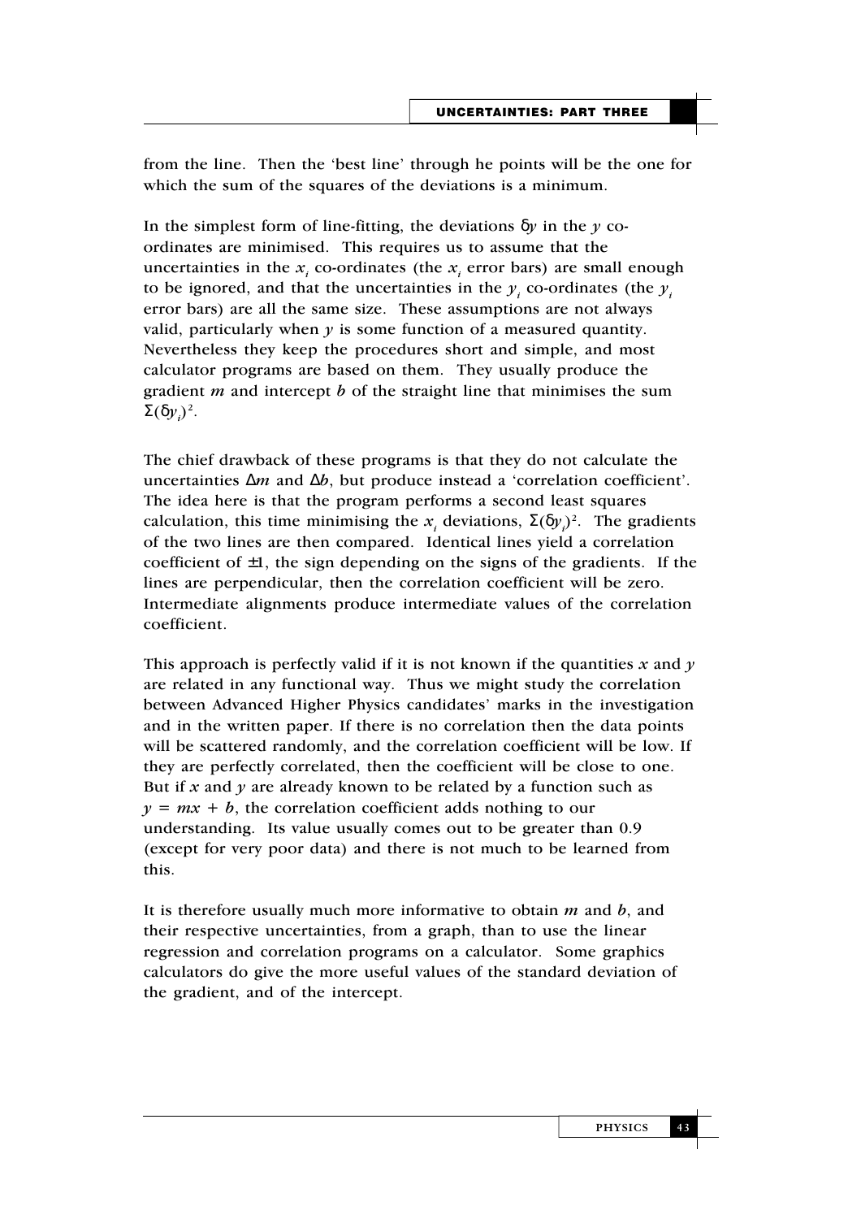from the line. Then the 'best line' through he points will be the one for which the sum of the squares of the deviations is a minimum.

In the simplest form of line-fitting, the deviations $\delta y$ in the $y$ co-ordinates are minimised. This requires us to assume that the uncertainties in the $x_i$ co-ordinates (the $x_i$ error bars) are small enough to be ignored, and that the uncertainties in the $y_i$ co-ordinates (the $y_i$ error bars) are all the same size. These assumptions are not always valid, particularly when $y$ is some function of a measured quantity. Nevertheless they keep the procedures short and simple, and most calculator programs are based on them. They usually produce the gradient $m$ and intercept $b$ of the straight line that minimises the sum $\Sigma(\delta y_i)^2$.

The chief drawback of these programs is that they do not calculate the uncertainties $\Delta m$ and $\Delta b$, but produce instead a 'correlation coefficient'. The idea here is that the program performs a second least squares calculation, this time minimising the $x_i$ deviations, $\Sigma(\delta y_i)^2$. The gradients of the two lines are then compared. Identical lines yield a correlation coefficient of $\pm 1$, the sign depending on the signs of the gradients. If the lines are perpendicular, then the correlation coefficient will be zero. Intermediate alignments produce intermediate values of the correlation coefficient.

This approach is perfectly valid if it is not known if the quantities $x$ and $y$ are related in any functional way. Thus we might study the correlation between Advanced Higher Physics candidates' marks in the investigation and in the written paper. If there is no correlation then the data points will be scattered randomly, and the correlation coefficient will be low. If they are perfectly correlated, then the coefficient will be close to one. But if $x$ and $y$ are already known to be related by a function such as $y = mx + b$, the correlation coefficient adds nothing to our understanding. Its value usually comes out to be greater than 0.9 (except for very poor data) and there is not much to be learned from this.

It is therefore usually much more informative to obtain $m$ and $b$, and their respective uncertainties, from a graph, than to use the linear regression and correlation programs on a calculator. Some graphics calculators do give the more useful values of the standard deviation of the gradient, and of the intercept.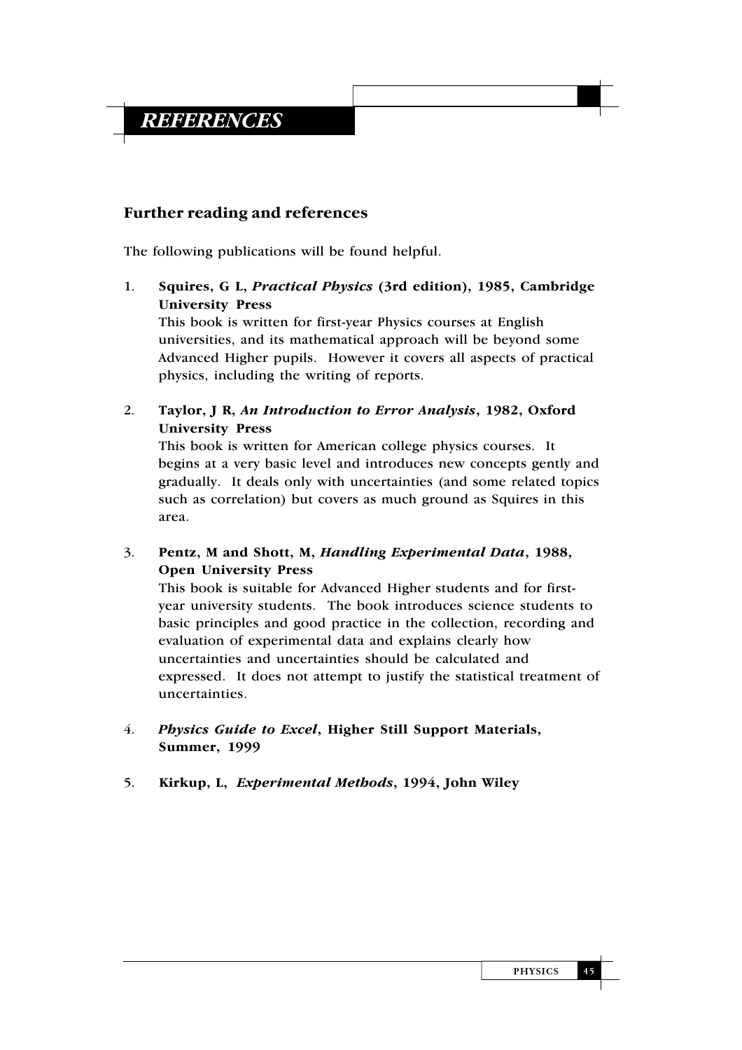# REFERENCES

## Further reading and references

The following publications will be found helpful.

1. **Squires, G L, *Practical Physics* (3rd edition), 1985, Cambridge University Press**
   This book is written for first-year Physics courses at English universities, and its mathematical approach will be beyond some Advanced Higher pupils. However it covers all aspects of practical physics, including the writing of reports.

2. **Taylor, J R, *An Introduction to Error Analysis*, 1982, Oxford University Press**
   This book is written for American college physics courses. It begins at a very basic level and introduces new concepts gently and gradually. It deals only with uncertainties (and some related topics such as correlation) but covers as much ground as Squires in this area.

3. **Pentz, M and Shott, M, *Handling Experimental Data*, 1988, Open University Press**
   This book is suitable for Advanced Higher students and for first-year university students. The book introduces science students to basic principles and good practice in the collection, recording and evaluation of experimental data and explains clearly how uncertainties and uncertainties should be calculated and expressed. It does not attempt to justify the statistical treatment of uncertainties.

4. ***Physics Guide to Excel*, Higher Still Support Materials, Summer, 1999**

5. **Kirkup, L, *Experimental Methods*, 1994, John Wiley**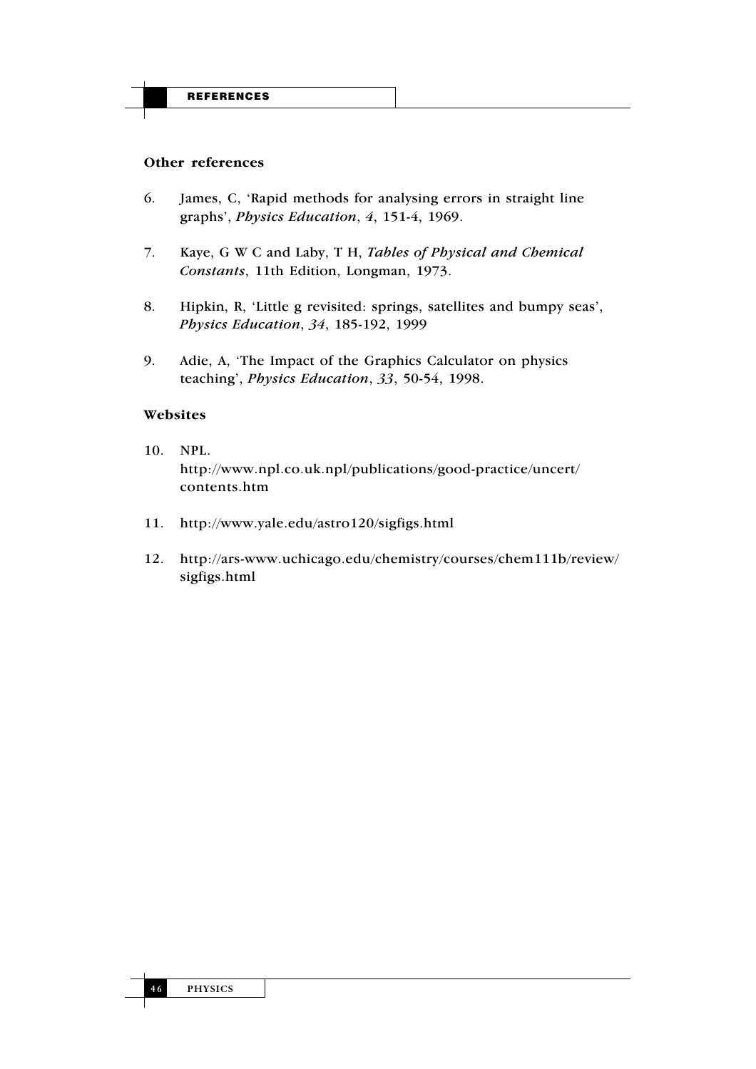### Other references

6. James, C, 'Rapid methods for analysing errors in straight line graphs', *Physics Education*, *4*, 151-4, 1969.

7. Kaye, G W C and Laby, T H, *Tables of Physical and Chemical Constants*, 11th Edition, Longman, 1973.

8. Hipkin, R, 'Little g revisited: springs, satellites and bumpy seas', *Physics Education*, *34*, 185-192, 1999

9. Adie, A, 'The Impact of the Graphics Calculator on physics teaching', *Physics Education*, *33*, 50-54, 1998.

### Websites

10. NPL.
    http://www.npl.co.uk.npl/publications/good-practice/uncert/contents.htm

11. http://www.yale.edu/astro120/sigfigs.html

12. http://ars-www.uchicago.edu/chemistry/courses/chem111b/review/sigfigs.html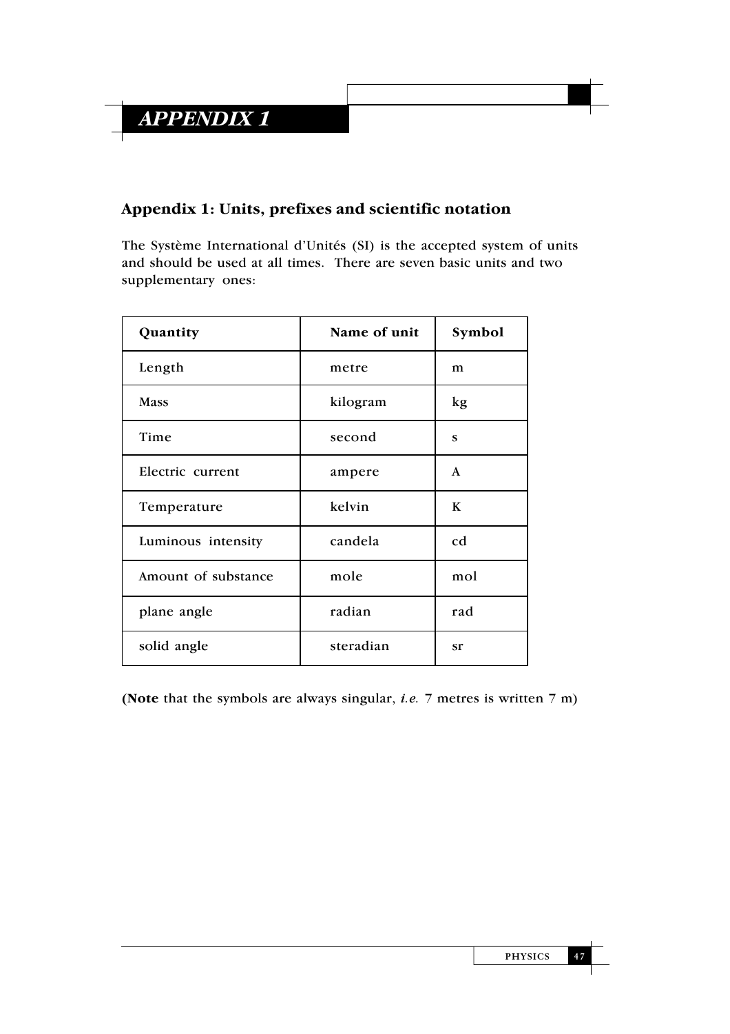# APPENDIX 1

## Appendix 1: Units, prefixes and scientific notation

The Système International d'Unités (SI) is the accepted system of units and should be used at all times. There are seven basic units and two supplementary ones:

| Quantity | Name of unit | Symbol |
|---|---|---|
| Length | metre | m |
| Mass | kilogram | kg |
| Time | second | s |
| Electric current | ampere | A |
| Temperature | kelvin | K |
| Luminous intensity | candela | cd |
| Amount of substance | mole | mol |
| plane angle | radian | rad |
| solid angle | steradian | sr |

**(Note** that the symbols are always singular, *i.e.* 7 metres is written 7 m)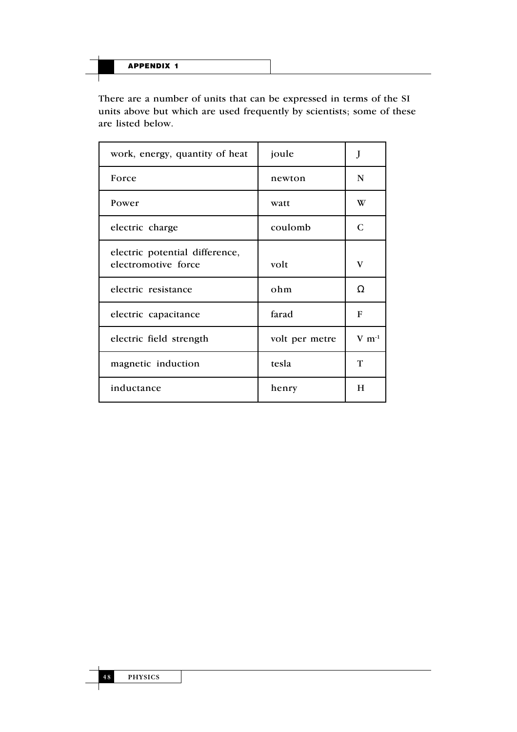There are a number of units that can be expressed in terms of the SI units above but which are used frequently by scientists; some of these are listed below.

| | | |
|---|---|---|
| work, energy, quantity of heat | joule | J |
| Force | newton | N |
| Power | watt | W |
| electric charge | coulomb | C |
| electric potential difference, electromotive force | volt | V |
| electric resistance | ohm | Ω |
| electric capacitance | farad | F |
| electric field strength | volt per metre | $V\ m^{-1}$ |
| magnetic induction | tesla | T |
| inductance | henry | H |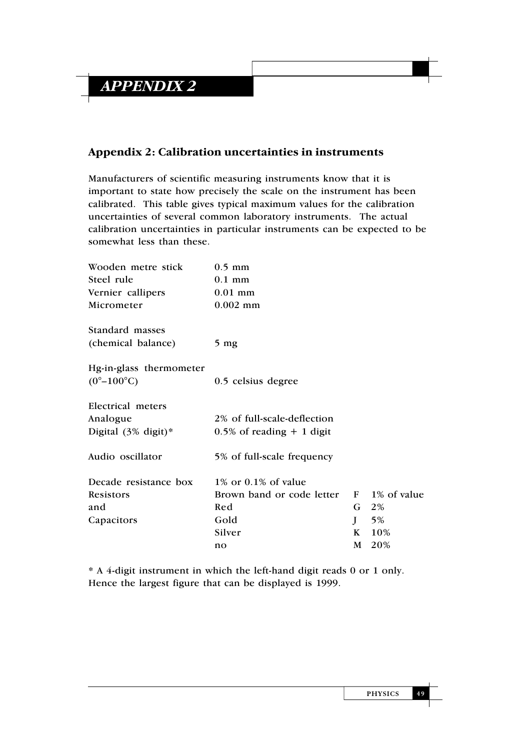// APPENDIX 2

## Appendix 2: Calibration uncertainties in instruments

Manufacturers of scientific measuring instruments know that it is important to state how precisely the scale on the instrument has been calibrated. This table gives typical maximum values for the calibration uncertainties of several common laboratory instruments. The actual calibration uncertainties in particular instruments can be expected to be somewhat less than these.

| | | | |
|---|---|---|---|
| Wooden metre stick | 0.5 mm | | |
| Steel rule | 0.1 mm | | |
| Vernier callipers | 0.01 mm | | |
| Micrometer | 0.002 mm | | |
| Standard masses (chemical balance) | 5 mg | | |
| Hg-in-glass thermometer (0°–100°C) | 0.5 celsius degree | | |
| Electrical meters | | | |
| Analogue | 2% of full-scale-deflection | | |
| Digital (3½ digit)* | 0.5% of reading + 1 digit | | |
| Audio oscillator | 5% of full-scale frequency | | |
| Decade resistance box | 1% or 0.1% of value | | |
| Resistors | Brown band or code letter | F | 1% of value |
| and | Red | G | 2% |
| Capacitors | Gold | J | 5% |
| | Silver | K | 10% |
| | no | M | 20% |

* A 4-digit instrument in which the left-hand digit reads 0 or 1 only. Hence the largest figure that can be displayed is 1999.